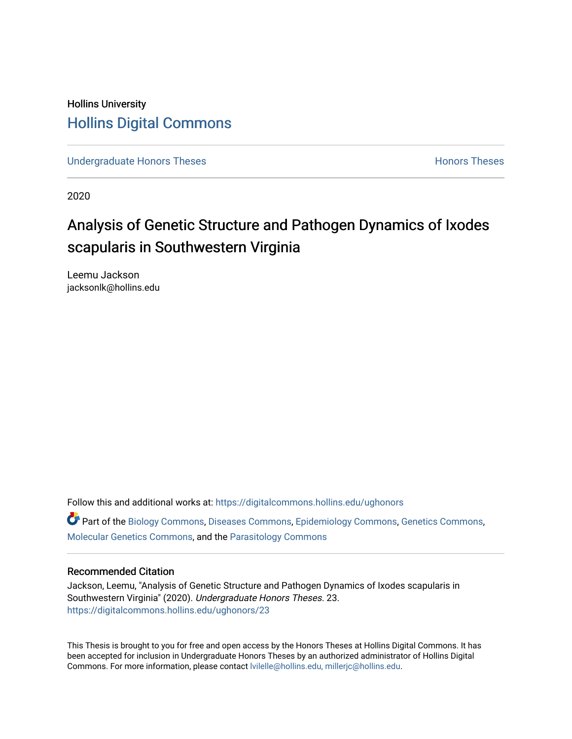Hollins University

# Hollins Digital Commons

Undergraduate Honors Theses | Honors Theses

2020

## Analysis of Genetic Structure and Pathogen Dynamics of Ixodes scapularis in Southwestern Virginia

Leemu Jackson
jacksonlk@hollins.edu

Follow this and additional works at: https://digitalcommons.hollins.edu/ughonors

Part of the Biology Commons, Diseases Commons, Epidemiology Commons, Genetics Commons, Molecular Genetics Commons, and the Parasitology Commons

### Recommended Citation

Jackson, Leemu, "Analysis of Genetic Structure and Pathogen Dynamics of Ixodes scapularis in Southwestern Virginia" (2020). *Undergraduate Honors Theses*. 23.
https://digitalcommons.hollins.edu/ughonors/23

This Thesis is brought to you for free and open access by the Honors Theses at Hollins Digital Commons. It has been accepted for inclusion in Undergraduate Honors Theses by an authorized administrator of Hollins Digital Commons. For more information, please contact lvilelle@hollins.edu, millerjc@hollins.edu.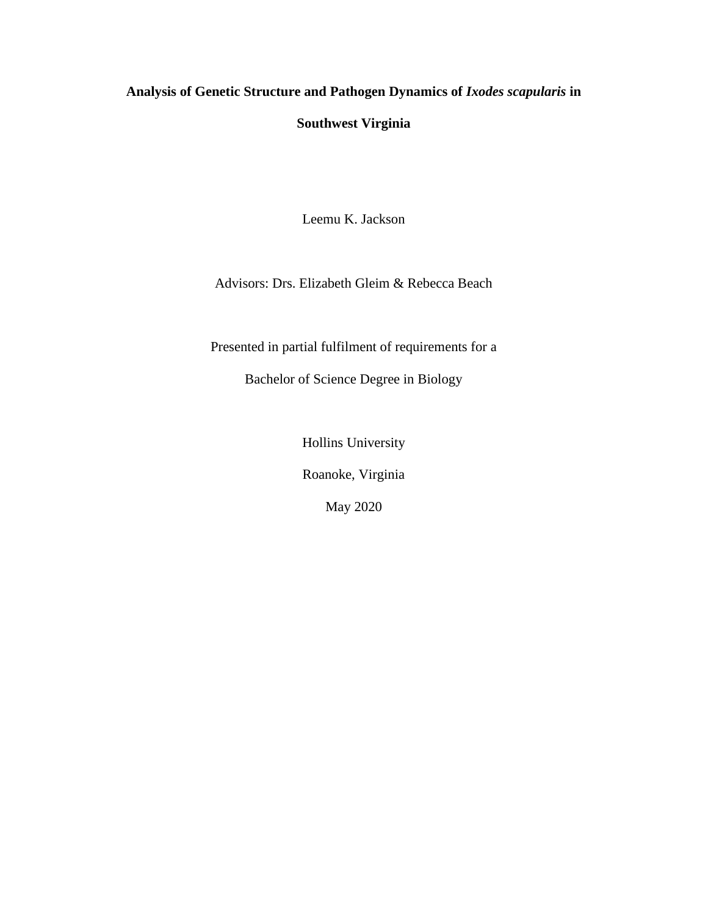**Analysis of Genetic Structure and Pathogen Dynamics of *Ixodes scapularis* in Southwest Virginia**

Leemu K. Jackson

Advisors: Drs. Elizabeth Gleim & Rebecca Beach

Presented in partial fulfilment of requirements for a

Bachelor of Science Degree in Biology

Hollins University

Roanoke, Virginia

May 2020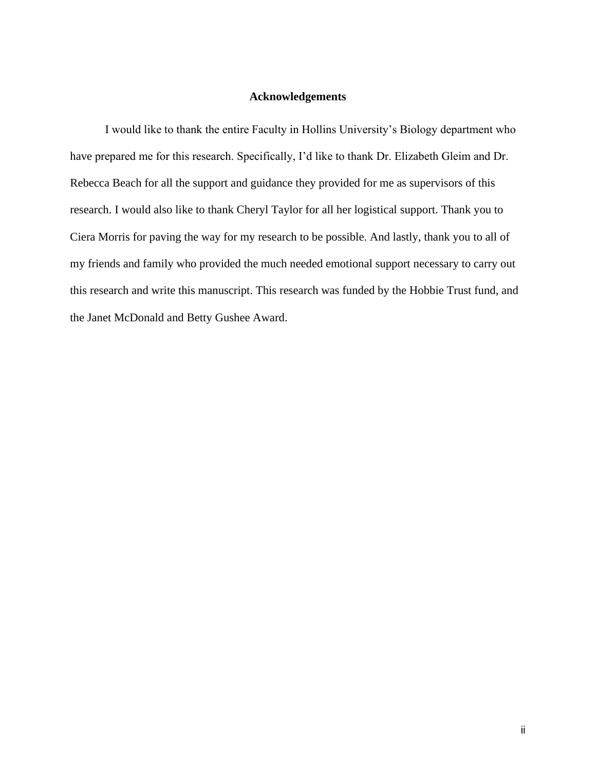## Acknowledgements

I would like to thank the entire Faculty in Hollins University's Biology department who have prepared me for this research. Specifically, I'd like to thank Dr. Elizabeth Gleim and Dr. Rebecca Beach for all the support and guidance they provided for me as supervisors of this research. I would also like to thank Cheryl Taylor for all her logistical support. Thank you to Ciera Morris for paving the way for my research to be possible. And lastly, thank you to all of my friends and family who provided the much needed emotional support necessary to carry out this research and write this manuscript. This research was funded by the Hobbie Trust fund, and the Janet McDonald and Betty Gushee Award.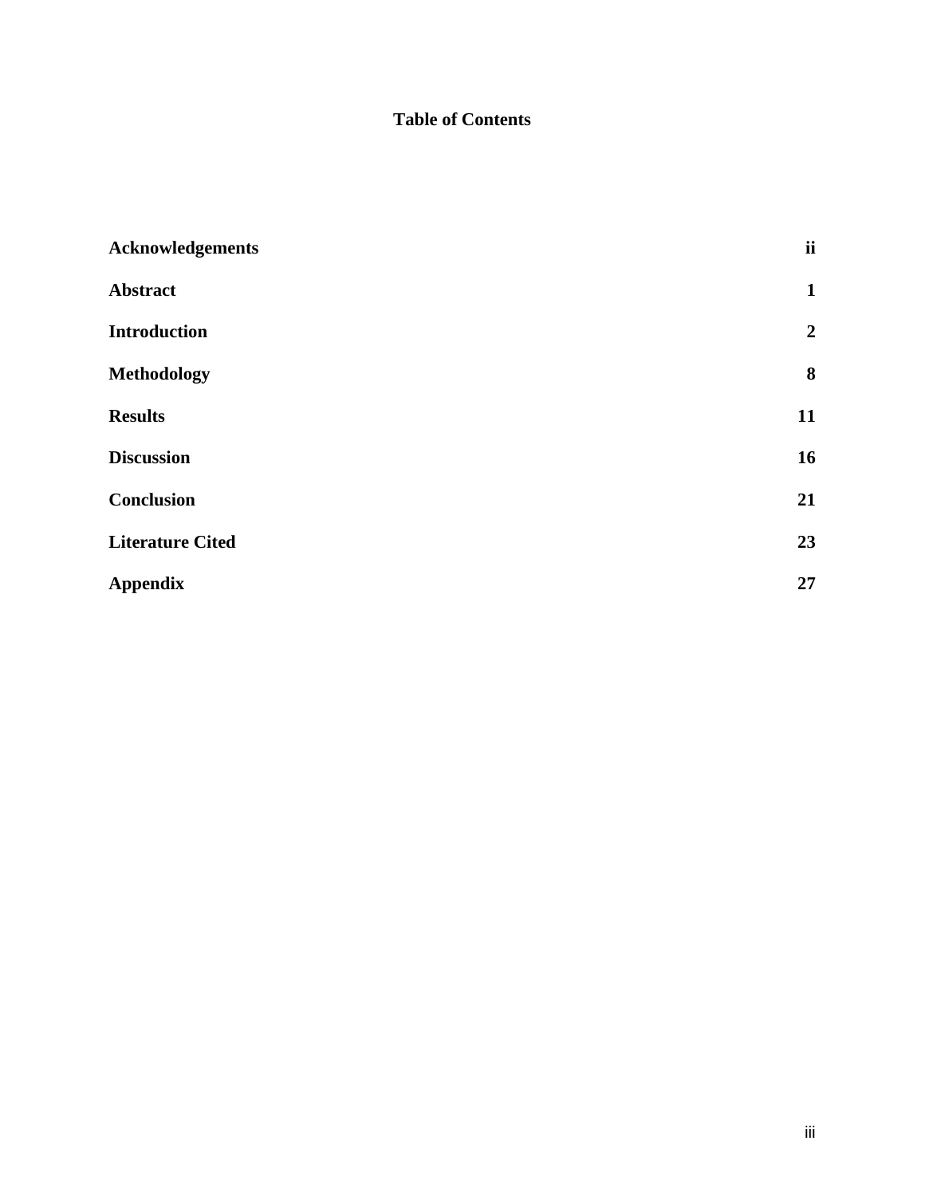# Table of Contents

| | |
|---|---|
| **Acknowledgements** | **ii** |
| **Abstract** | **1** |
| **Introduction** | **2** |
| **Methodology** | **8** |
| **Results** | **11** |
| **Discussion** | **16** |
| **Conclusion** | **21** |
| **Literature Cited** | **23** |
| **Appendix** | **27** |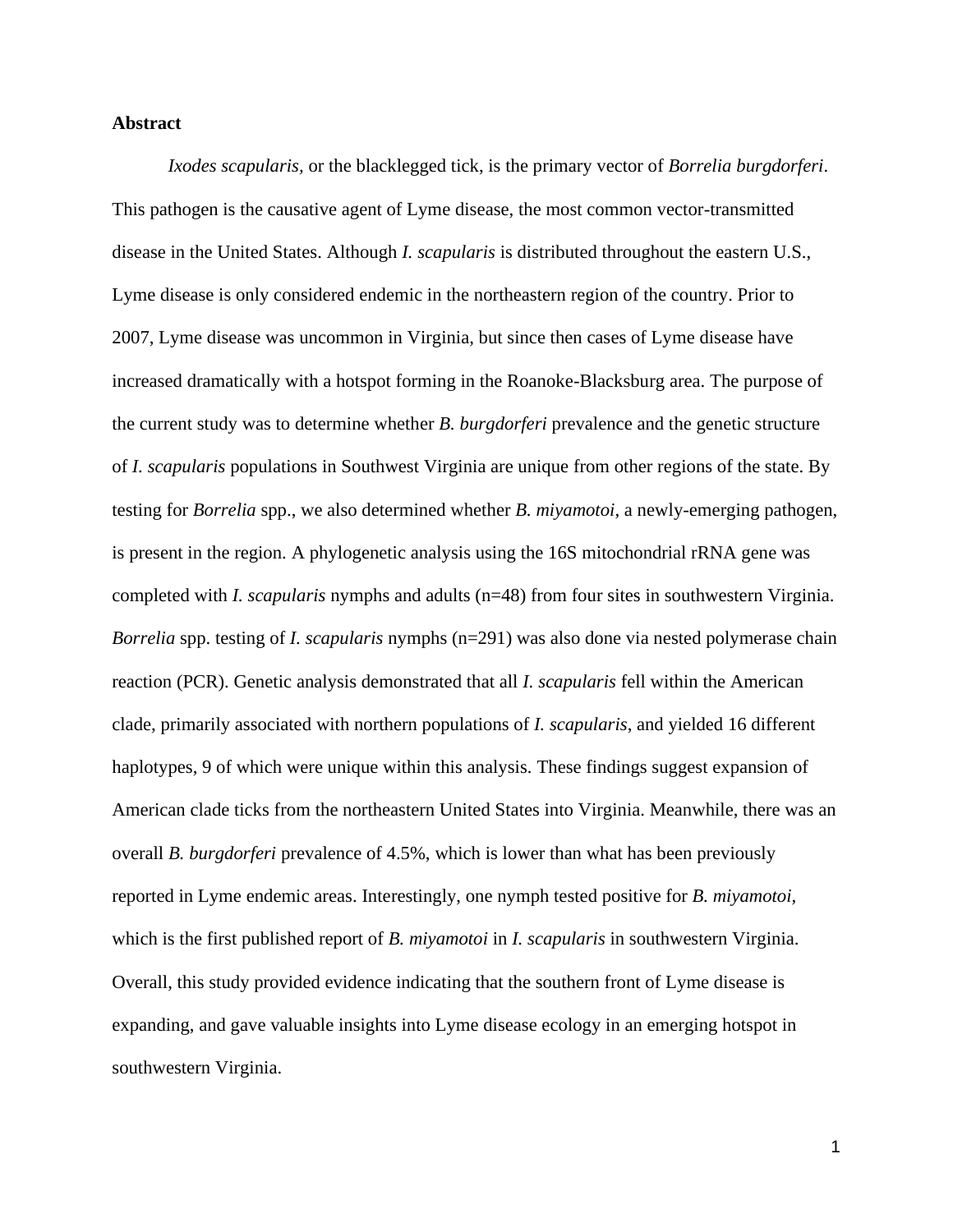**Abstract**

*Ixodes scapularis*, or the blacklegged tick, is the primary vector of *Borrelia burgdorferi*. This pathogen is the causative agent of Lyme disease, the most common vector-transmitted disease in the United States. Although *I. scapularis* is distributed throughout the eastern U.S., Lyme disease is only considered endemic in the northeastern region of the country. Prior to 2007, Lyme disease was uncommon in Virginia, but since then cases of Lyme disease have increased dramatically with a hotspot forming in the Roanoke-Blacksburg area. The purpose of the current study was to determine whether *B. burgdorferi* prevalence and the genetic structure of *I. scapularis* populations in Southwest Virginia are unique from other regions of the state. By testing for *Borrelia* spp., we also determined whether *B. miyamotoi*, a newly-emerging pathogen, is present in the region. A phylogenetic analysis using the 16S mitochondrial rRNA gene was completed with *I. scapularis* nymphs and adults (n=48) from four sites in southwestern Virginia. *Borrelia* spp. testing of *I. scapularis* nymphs (n=291) was also done via nested polymerase chain reaction (PCR). Genetic analysis demonstrated that all *I. scapularis* fell within the American clade, primarily associated with northern populations of *I. scapularis*, and yielded 16 different haplotypes, 9 of which were unique within this analysis. These findings suggest expansion of American clade ticks from the northeastern United States into Virginia. Meanwhile, there was an overall *B. burgdorferi* prevalence of 4.5%, which is lower than what has been previously reported in Lyme endemic areas. Interestingly, one nymph tested positive for *B. miyamotoi*, which is the first published report of *B. miyamotoi* in *I. scapularis* in southwestern Virginia. Overall, this study provided evidence indicating that the southern front of Lyme disease is expanding, and gave valuable insights into Lyme disease ecology in an emerging hotspot in southwestern Virginia.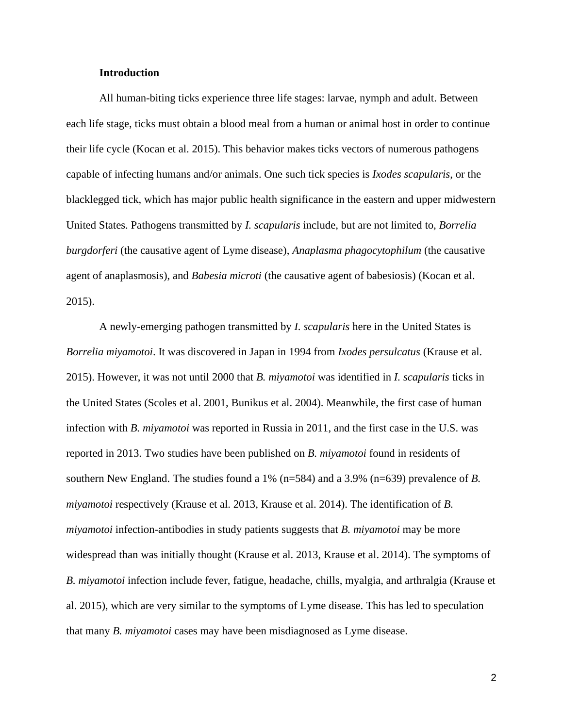## Introduction

All human-biting ticks experience three life stages: larvae, nymph and adult. Between each life stage, ticks must obtain a blood meal from a human or animal host in order to continue their life cycle (Kocan et al. 2015). This behavior makes ticks vectors of numerous pathogens capable of infecting humans and/or animals. One such tick species is *Ixodes scapularis*, or the blacklegged tick, which has major public health significance in the eastern and upper midwestern United States. Pathogens transmitted by *I. scapularis* include, but are not limited to, *Borrelia burgdorferi* (the causative agent of Lyme disease), *Anaplasma phagocytophilum* (the causative agent of anaplasmosis), and *Babesia microti* (the causative agent of babesiosis) (Kocan et al. 2015).

A newly-emerging pathogen transmitted by *I. scapularis* here in the United States is *Borrelia miyamotoi*. It was discovered in Japan in 1994 from *Ixodes persulcatus* (Krause et al. 2015). However, it was not until 2000 that *B. miyamotoi* was identified in *I. scapularis* ticks in the United States (Scoles et al. 2001, Bunikus et al. 2004). Meanwhile, the first case of human infection with *B. miyamotoi* was reported in Russia in 2011, and the first case in the U.S. was reported in 2013. Two studies have been published on *B. miyamotoi* found in residents of southern New England. The studies found a 1% (n=584) and a 3.9% (n=639) prevalence of *B. miyamotoi* respectively (Krause et al. 2013, Krause et al. 2014). The identification of *B. miyamotoi* infection-antibodies in study patients suggests that *B. miyamotoi* may be more widespread than was initially thought (Krause et al. 2013, Krause et al. 2014). The symptoms of *B. miyamotoi* infection include fever, fatigue, headache, chills, myalgia, and arthralgia (Krause et al. 2015), which are very similar to the symptoms of Lyme disease. This has led to speculation that many *B. miyamotoi* cases may have been misdiagnosed as Lyme disease.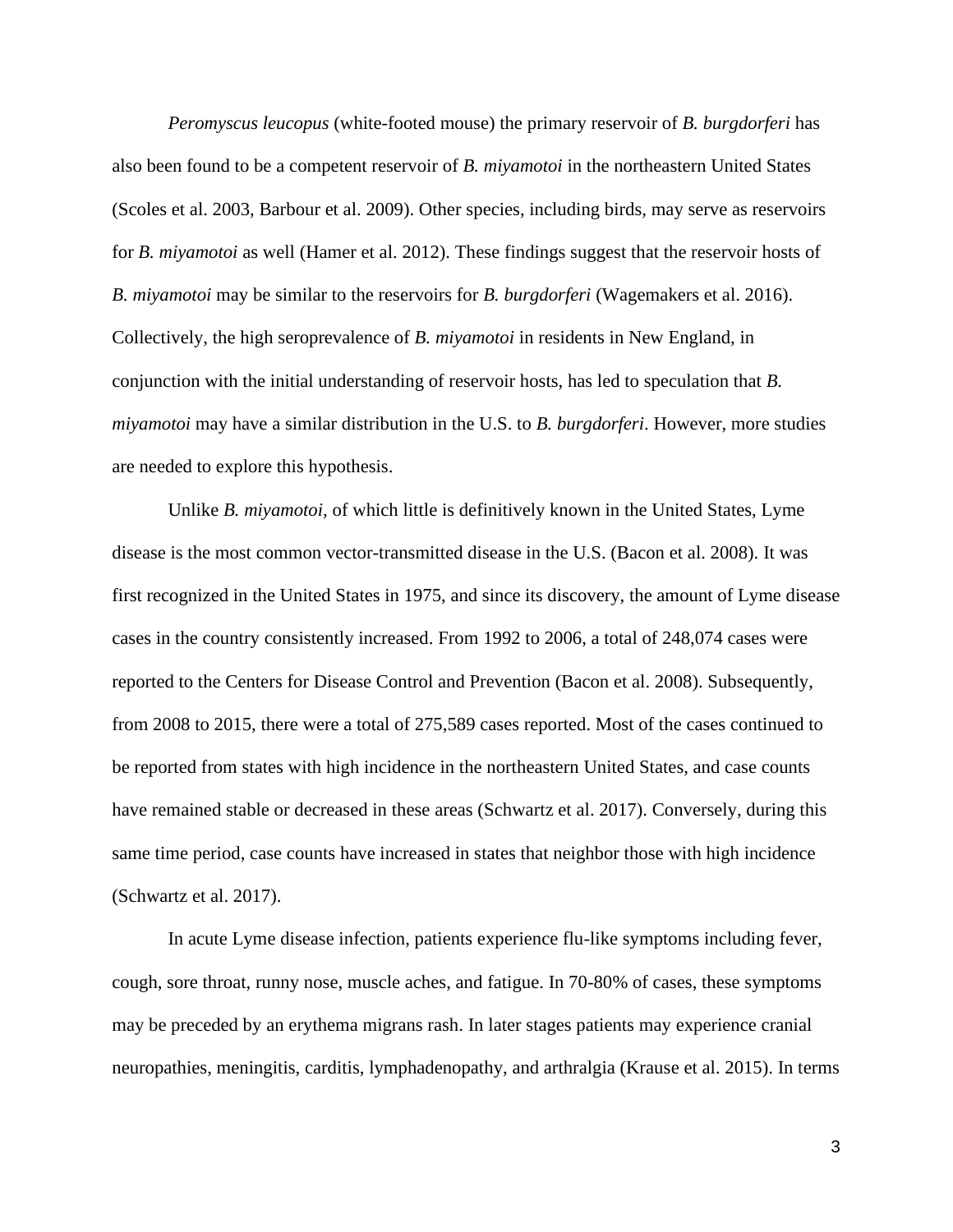*Peromyscus leucopus* (white-footed mouse) the primary reservoir of *B. burgdorferi* has also been found to be a competent reservoir of *B. miyamotoi* in the northeastern United States (Scoles et al. 2003, Barbour et al. 2009). Other species, including birds, may serve as reservoirs for *B. miyamotoi* as well (Hamer et al. 2012). These findings suggest that the reservoir hosts of *B. miyamotoi* may be similar to the reservoirs for *B. burgdorferi* (Wagemakers et al. 2016). Collectively, the high seroprevalence of *B. miyamotoi* in residents in New England, in conjunction with the initial understanding of reservoir hosts, has led to speculation that *B. miyamotoi* may have a similar distribution in the U.S. to *B. burgdorferi*. However, more studies are needed to explore this hypothesis.

Unlike *B. miyamotoi*, of which little is definitively known in the United States, Lyme disease is the most common vector-transmitted disease in the U.S. (Bacon et al. 2008). It was first recognized in the United States in 1975, and since its discovery, the amount of Lyme disease cases in the country consistently increased. From 1992 to 2006, a total of 248,074 cases were reported to the Centers for Disease Control and Prevention (Bacon et al. 2008). Subsequently, from 2008 to 2015, there were a total of 275,589 cases reported. Most of the cases continued to be reported from states with high incidence in the northeastern United States, and case counts have remained stable or decreased in these areas (Schwartz et al. 2017). Conversely, during this same time period, case counts have increased in states that neighbor those with high incidence (Schwartz et al. 2017).

In acute Lyme disease infection, patients experience flu-like symptoms including fever, cough, sore throat, runny nose, muscle aches, and fatigue. In 70-80% of cases, these symptoms may be preceded by an erythema migrans rash. In later stages patients may experience cranial neuropathies, meningitis, carditis, lymphadenopathy, and arthralgia (Krause et al. 2015). In terms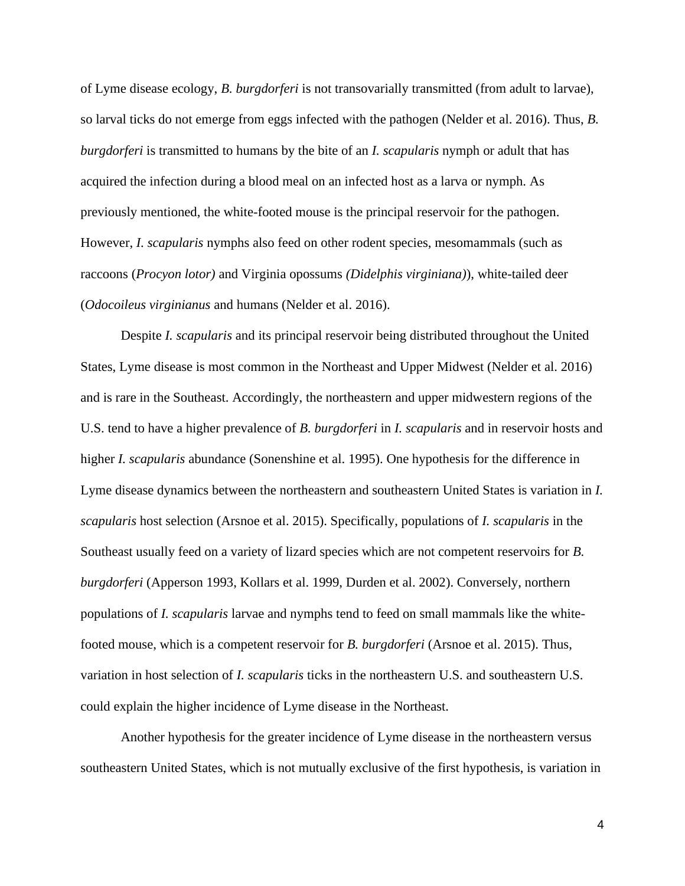of Lyme disease ecology, *B. burgdorferi* is not transovarially transmitted (from adult to larvae), so larval ticks do not emerge from eggs infected with the pathogen (Nelder et al. 2016). Thus, *B. burgdorferi* is transmitted to humans by the bite of an *I. scapularis* nymph or adult that has acquired the infection during a blood meal on an infected host as a larva or nymph. As previously mentioned, the white-footed mouse is the principal reservoir for the pathogen. However, *I. scapularis* nymphs also feed on other rodent species, mesomammals (such as raccoons (*Procyon lotor)* and Virginia opossums *(Didelphis virginiana)*), white-tailed deer (*Odocoileus virginianus* and humans (Nelder et al. 2016).

Despite *I. scapularis* and its principal reservoir being distributed throughout the United States, Lyme disease is most common in the Northeast and Upper Midwest (Nelder et al. 2016) and is rare in the Southeast. Accordingly, the northeastern and upper midwestern regions of the U.S. tend to have a higher prevalence of *B. burgdorferi* in *I. scapularis* and in reservoir hosts and higher *I. scapularis* abundance (Sonenshine et al. 1995). One hypothesis for the difference in Lyme disease dynamics between the northeastern and southeastern United States is variation in *I. scapularis* host selection (Arsnoe et al. 2015). Specifically, populations of *I. scapularis* in the Southeast usually feed on a variety of lizard species which are not competent reservoirs for *B. burgdorferi* (Apperson 1993, Kollars et al. 1999, Durden et al. 2002). Conversely, northern populations of *I. scapularis* larvae and nymphs tend to feed on small mammals like the white-footed mouse, which is a competent reservoir for *B. burgdorferi* (Arsnoe et al. 2015). Thus, variation in host selection of *I. scapularis* ticks in the northeastern U.S. and southeastern U.S. could explain the higher incidence of Lyme disease in the Northeast.

Another hypothesis for the greater incidence of Lyme disease in the northeastern versus southeastern United States, which is not mutually exclusive of the first hypothesis, is variation in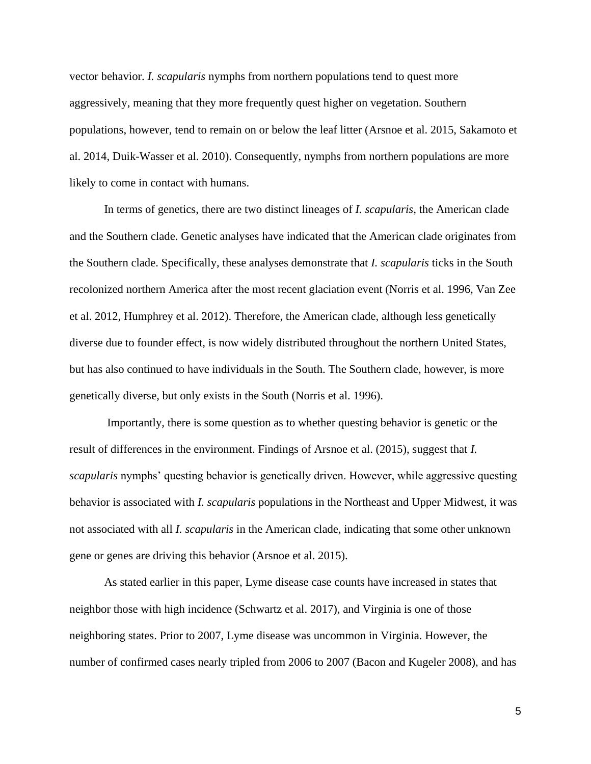vector behavior. *I. scapularis* nymphs from northern populations tend to quest more aggressively, meaning that they more frequently quest higher on vegetation. Southern populations, however, tend to remain on or below the leaf litter (Arsnoe et al. 2015, Sakamoto et al. 2014, Duik-Wasser et al. 2010). Consequently, nymphs from northern populations are more likely to come in contact with humans.

In terms of genetics, there are two distinct lineages of *I. scapularis*, the American clade and the Southern clade. Genetic analyses have indicated that the American clade originates from the Southern clade. Specifically, these analyses demonstrate that *I. scapularis* ticks in the South recolonized northern America after the most recent glaciation event (Norris et al. 1996, Van Zee et al. 2012, Humphrey et al. 2012). Therefore, the American clade, although less genetically diverse due to founder effect, is now widely distributed throughout the northern United States, but has also continued to have individuals in the South. The Southern clade, however, is more genetically diverse, but only exists in the South (Norris et al. 1996).

Importantly, there is some question as to whether questing behavior is genetic or the result of differences in the environment. Findings of Arsnoe et al. (2015), suggest that *I. scapularis* nymphs' questing behavior is genetically driven. However, while aggressive questing behavior is associated with *I. scapularis* populations in the Northeast and Upper Midwest, it was not associated with all *I. scapularis* in the American clade, indicating that some other unknown gene or genes are driving this behavior (Arsnoe et al. 2015).

As stated earlier in this paper, Lyme disease case counts have increased in states that neighbor those with high incidence (Schwartz et al. 2017), and Virginia is one of those neighboring states. Prior to 2007, Lyme disease was uncommon in Virginia. However, the number of confirmed cases nearly tripled from 2006 to 2007 (Bacon and Kugeler 2008), and has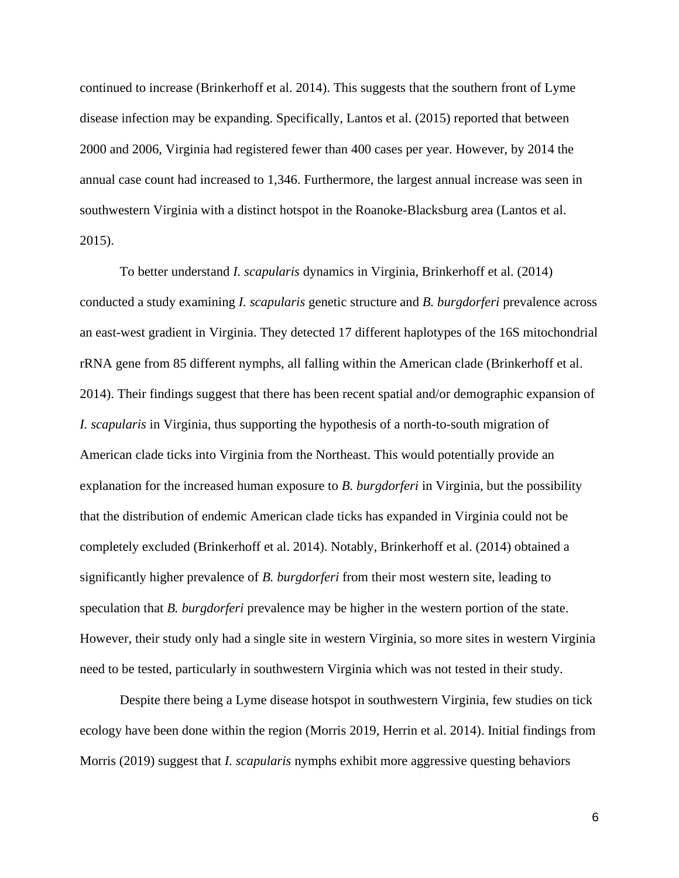continued to increase (Brinkerhoff et al. 2014). This suggests that the southern front of Lyme disease infection may be expanding. Specifically, Lantos et al. (2015) reported that between 2000 and 2006, Virginia had registered fewer than 400 cases per year. However, by 2014 the annual case count had increased to 1,346. Furthermore, the largest annual increase was seen in southwestern Virginia with a distinct hotspot in the Roanoke-Blacksburg area (Lantos et al. 2015).

To better understand *I. scapularis* dynamics in Virginia, Brinkerhoff et al. (2014) conducted a study examining *I. scapularis* genetic structure and *B. burgdorferi* prevalence across an east-west gradient in Virginia. They detected 17 different haplotypes of the 16S mitochondrial rRNA gene from 85 different nymphs, all falling within the American clade (Brinkerhoff et al. 2014). Their findings suggest that there has been recent spatial and/or demographic expansion of *I. scapularis* in Virginia, thus supporting the hypothesis of a north-to-south migration of American clade ticks into Virginia from the Northeast. This would potentially provide an explanation for the increased human exposure to *B. burgdorferi* in Virginia, but the possibility that the distribution of endemic American clade ticks has expanded in Virginia could not be completely excluded (Brinkerhoff et al. 2014). Notably, Brinkerhoff et al. (2014) obtained a significantly higher prevalence of *B. burgdorferi* from their most western site, leading to speculation that *B. burgdorferi* prevalence may be higher in the western portion of the state. However, their study only had a single site in western Virginia, so more sites in western Virginia need to be tested, particularly in southwestern Virginia which was not tested in their study.

Despite there being a Lyme disease hotspot in southwestern Virginia, few studies on tick ecology have been done within the region (Morris 2019, Herrin et al. 2014). Initial findings from Morris (2019) suggest that *I. scapularis* nymphs exhibit more aggressive questing behaviors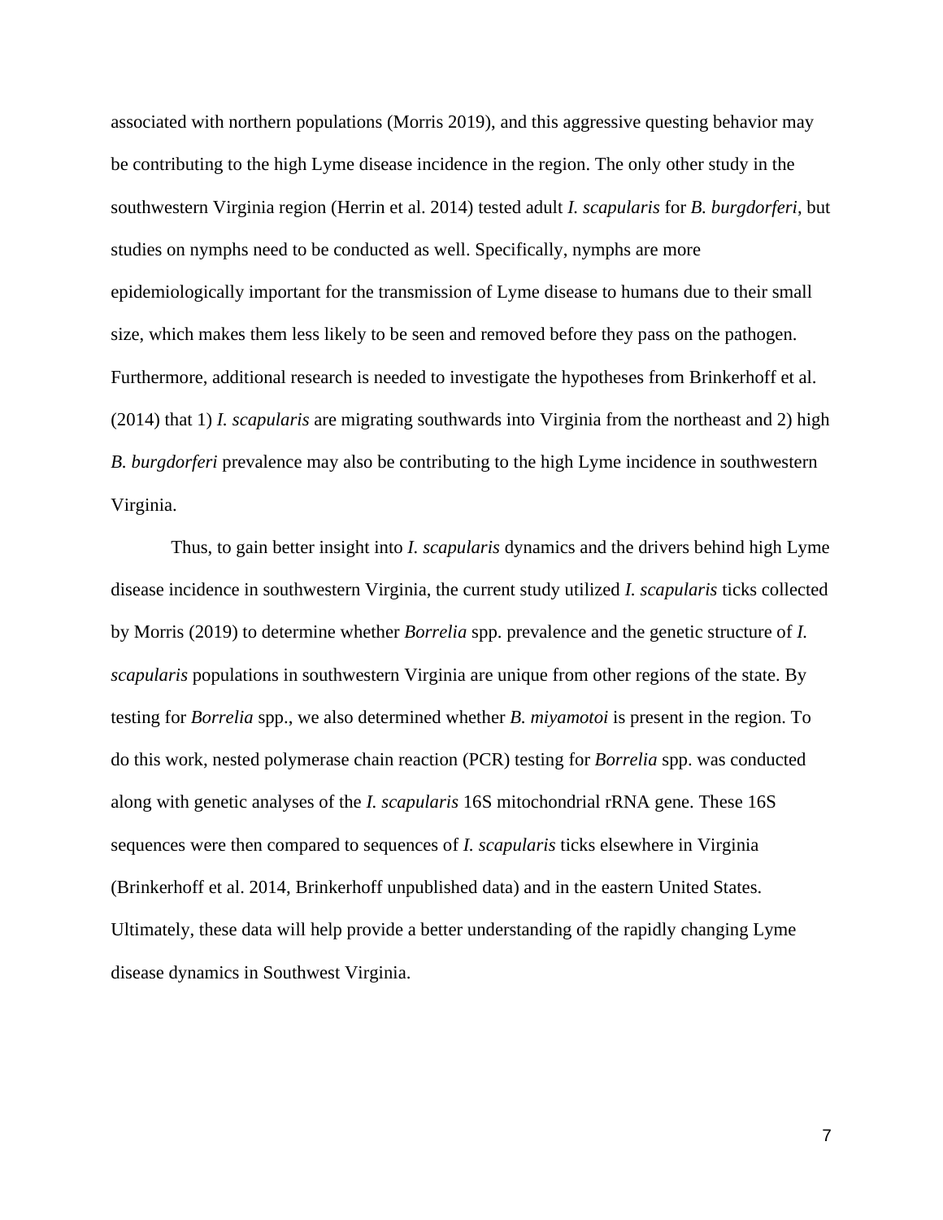associated with northern populations (Morris 2019), and this aggressive questing behavior may be contributing to the high Lyme disease incidence in the region. The only other study in the southwestern Virginia region (Herrin et al. 2014) tested adult *I. scapularis* for *B. burgdorferi*, but studies on nymphs need to be conducted as well. Specifically, nymphs are more epidemiologically important for the transmission of Lyme disease to humans due to their small size, which makes them less likely to be seen and removed before they pass on the pathogen. Furthermore, additional research is needed to investigate the hypotheses from Brinkerhoff et al. (2014) that 1) *I. scapularis* are migrating southwards into Virginia from the northeast and 2) high *B. burgdorferi* prevalence may also be contributing to the high Lyme incidence in southwestern Virginia.

Thus, to gain better insight into *I. scapularis* dynamics and the drivers behind high Lyme disease incidence in southwestern Virginia, the current study utilized *I. scapularis* ticks collected by Morris (2019) to determine whether *Borrelia* spp. prevalence and the genetic structure of *I. scapularis* populations in southwestern Virginia are unique from other regions of the state. By testing for *Borrelia* spp., we also determined whether *B. miyamotoi* is present in the region. To do this work, nested polymerase chain reaction (PCR) testing for *Borrelia* spp. was conducted along with genetic analyses of the *I. scapularis* 16S mitochondrial rRNA gene. These 16S sequences were then compared to sequences of *I. scapularis* ticks elsewhere in Virginia (Brinkerhoff et al. 2014, Brinkerhoff unpublished data) and in the eastern United States. Ultimately, these data will help provide a better understanding of the rapidly changing Lyme disease dynamics in Southwest Virginia.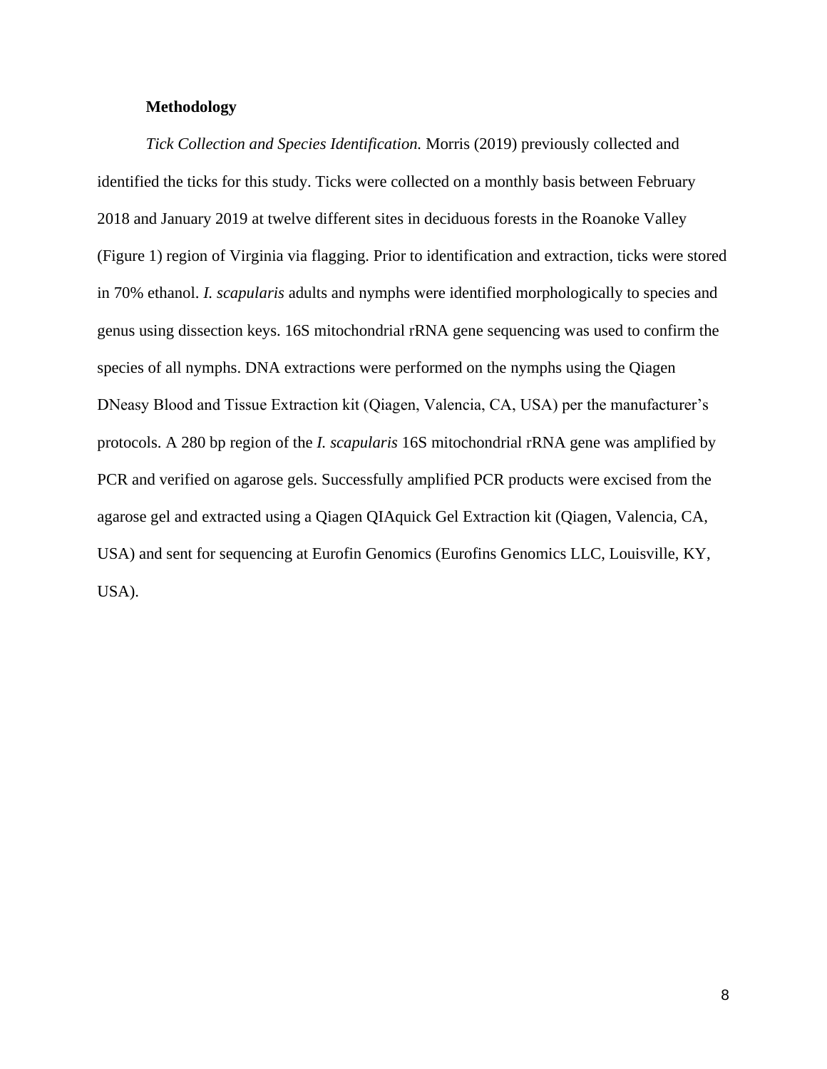**Methodology**

*Tick Collection and Species Identification.* Morris (2019) previously collected and identified the ticks for this study. Ticks were collected on a monthly basis between February 2018 and January 2019 at twelve different sites in deciduous forests in the Roanoke Valley (Figure 1) region of Virginia via flagging. Prior to identification and extraction, ticks were stored in 70% ethanol. *I. scapularis* adults and nymphs were identified morphologically to species and genus using dissection keys. 16S mitochondrial rRNA gene sequencing was used to confirm the species of all nymphs. DNA extractions were performed on the nymphs using the Qiagen DNeasy Blood and Tissue Extraction kit (Qiagen, Valencia, CA, USA) per the manufacturer's protocols. A 280 bp region of the *I. scapularis* 16S mitochondrial rRNA gene was amplified by PCR and verified on agarose gels. Successfully amplified PCR products were excised from the agarose gel and extracted using a Qiagen QIAquick Gel Extraction kit (Qiagen, Valencia, CA, USA) and sent for sequencing at Eurofin Genomics (Eurofins Genomics LLC, Louisville, KY, USA).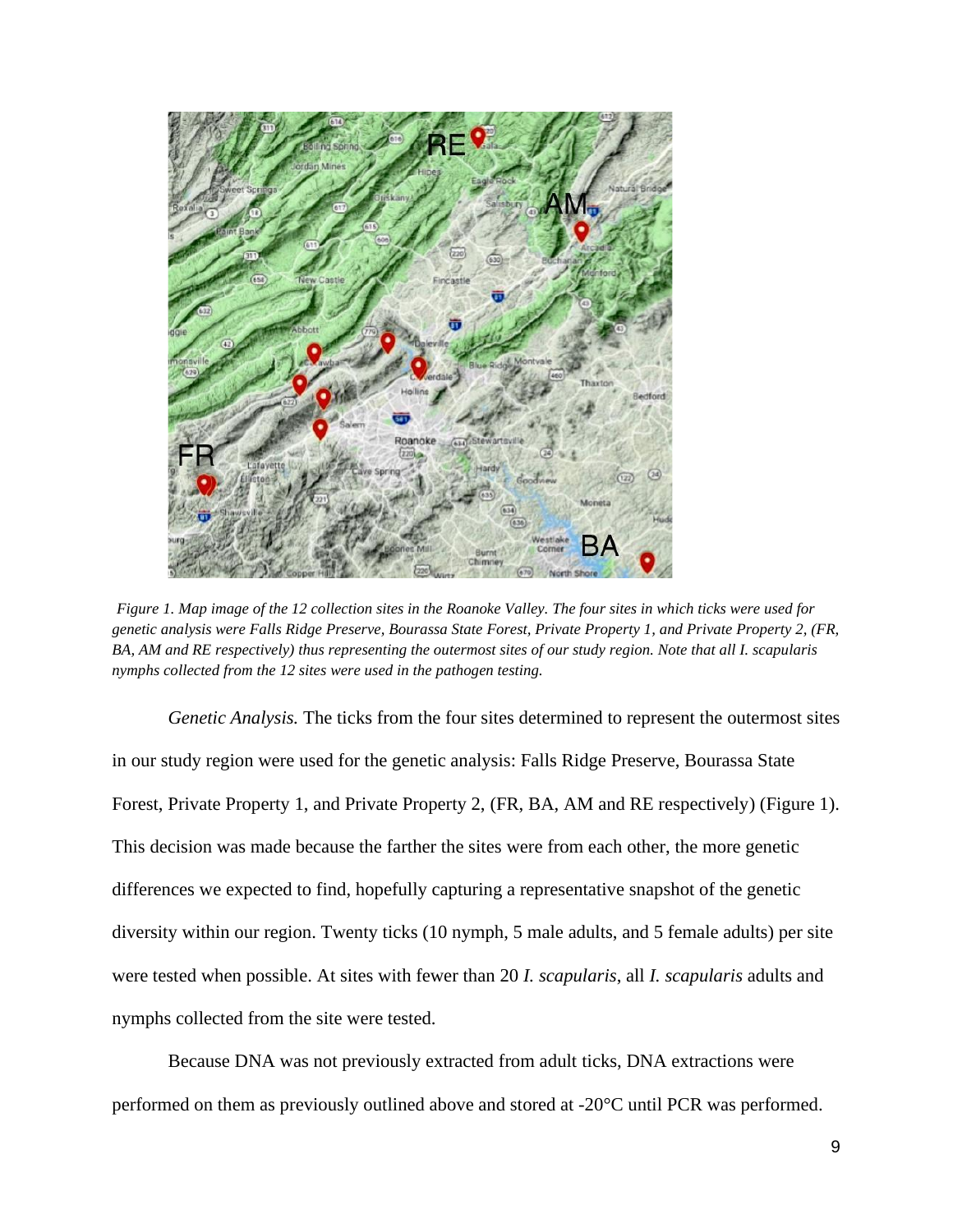*Figure 1. Map image of the 12 collection sites in the Roanoke Valley. The four sites in which ticks were used for genetic analysis were Falls Ridge Preserve, Bourassa State Forest, Private Property 1, and Private Property 2, (FR, BA, AM and RE respectively) thus representing the outermost sites of our study region. Note that all I. scapularis nymphs collected from the 12 sites were used in the pathogen testing.*

*Genetic Analysis.* The ticks from the four sites determined to represent the outermost sites in our study region were used for the genetic analysis: Falls Ridge Preserve, Bourassa State Forest, Private Property 1, and Private Property 2, (FR, BA, AM and RE respectively) (Figure 1). This decision was made because the farther the sites were from each other, the more genetic differences we expected to find, hopefully capturing a representative snapshot of the genetic diversity within our region. Twenty ticks (10 nymph, 5 male adults, and 5 female adults) per site were tested when possible. At sites with fewer than 20 *I. scapularis*, all *I. scapularis* adults and nymphs collected from the site were tested.

Because DNA was not previously extracted from adult ticks, DNA extractions were performed on them as previously outlined above and stored at -20°C until PCR was performed.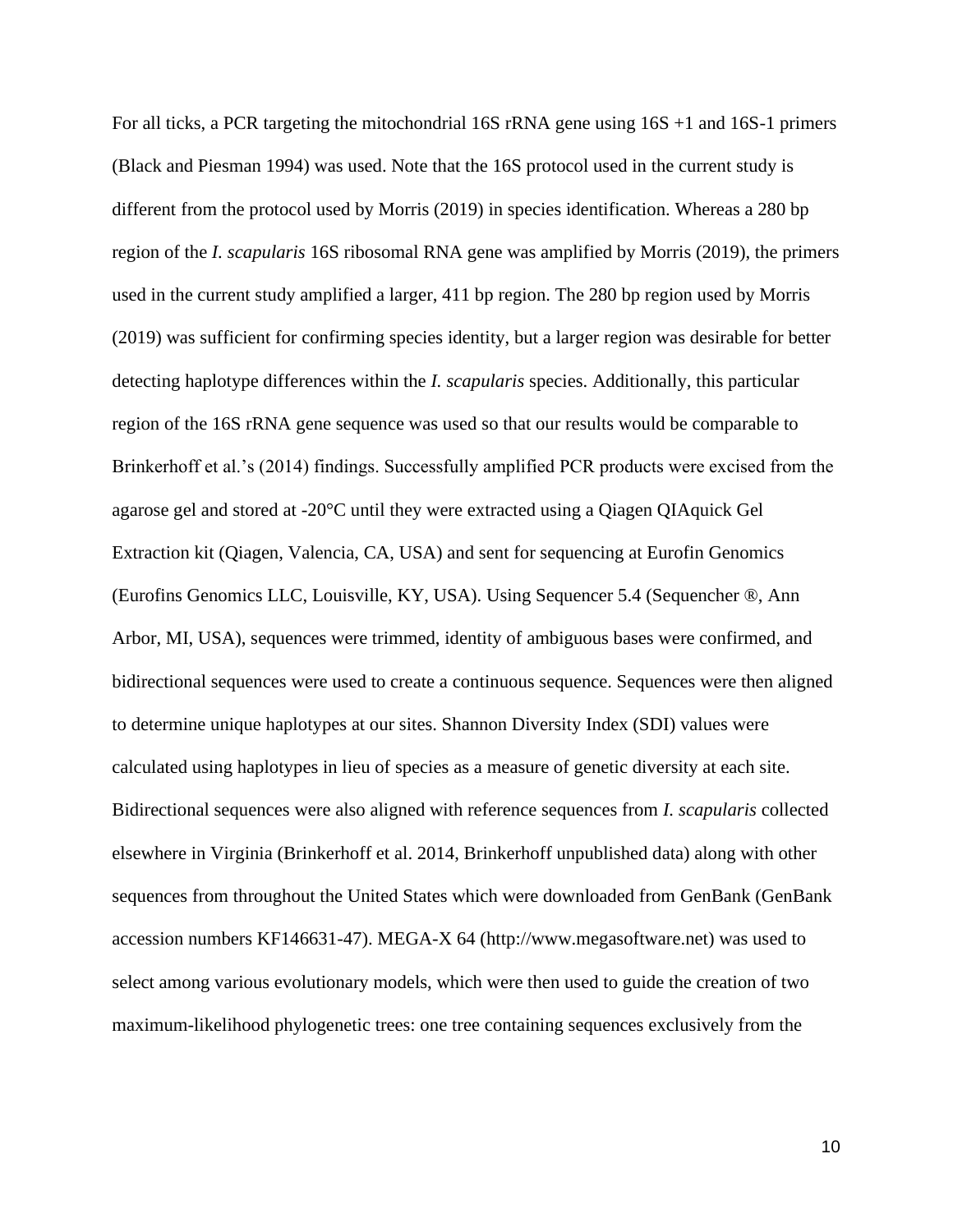For all ticks, a PCR targeting the mitochondrial 16S rRNA gene using 16S +1 and 16S-1 primers (Black and Piesman 1994) was used. Note that the 16S protocol used in the current study is different from the protocol used by Morris (2019) in species identification. Whereas a 280 bp region of the *I. scapularis* 16S ribosomal RNA gene was amplified by Morris (2019), the primers used in the current study amplified a larger, 411 bp region. The 280 bp region used by Morris (2019) was sufficient for confirming species identity, but a larger region was desirable for better detecting haplotype differences within the *I. scapularis* species. Additionally, this particular region of the 16S rRNA gene sequence was used so that our results would be comparable to Brinkerhoff et al.'s (2014) findings. Successfully amplified PCR products were excised from the agarose gel and stored at -20°C until they were extracted using a Qiagen QIAquick Gel Extraction kit (Qiagen, Valencia, CA, USA) and sent for sequencing at Eurofin Genomics (Eurofins Genomics LLC, Louisville, KY, USA). Using Sequencer 5.4 (Sequencher ®, Ann Arbor, MI, USA), sequences were trimmed, identity of ambiguous bases were confirmed, and bidirectional sequences were used to create a continuous sequence. Sequences were then aligned to determine unique haplotypes at our sites. Shannon Diversity Index (SDI) values were calculated using haplotypes in lieu of species as a measure of genetic diversity at each site. Bidirectional sequences were also aligned with reference sequences from *I. scapularis* collected elsewhere in Virginia (Brinkerhoff et al. 2014, Brinkerhoff unpublished data) along with other sequences from throughout the United States which were downloaded from GenBank (GenBank accession numbers KF146631-47). MEGA-X 64 (http://www.megasoftware.net) was used to select among various evolutionary models, which were then used to guide the creation of two maximum-likelihood phylogenetic trees: one tree containing sequences exclusively from the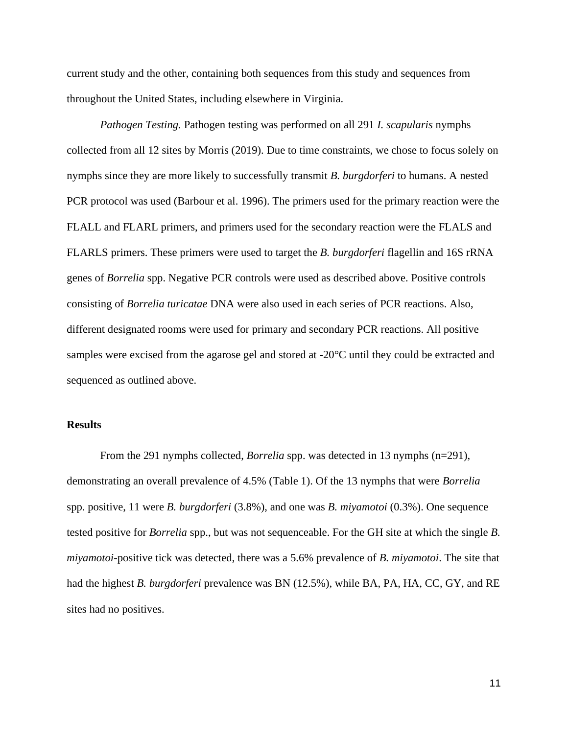current study and the other, containing both sequences from this study and sequences from throughout the United States, including elsewhere in Virginia.

*Pathogen Testing.* Pathogen testing was performed on all 291 *I. scapularis* nymphs collected from all 12 sites by Morris (2019). Due to time constraints, we chose to focus solely on nymphs since they are more likely to successfully transmit *B. burgdorferi* to humans. A nested PCR protocol was used (Barbour et al. 1996). The primers used for the primary reaction were the FLALL and FLARL primers, and primers used for the secondary reaction were the FLALS and FLARLS primers. These primers were used to target the *B. burgdorferi* flagellin and 16S rRNA genes of *Borrelia* spp. Negative PCR controls were used as described above. Positive controls consisting of *Borrelia turicatae* DNA were also used in each series of PCR reactions. Also, different designated rooms were used for primary and secondary PCR reactions. All positive samples were excised from the agarose gel and stored at -20°C until they could be extracted and sequenced as outlined above.

**Results**

From the 291 nymphs collected, *Borrelia* spp. was detected in 13 nymphs (n=291), demonstrating an overall prevalence of 4.5% (Table 1). Of the 13 nymphs that were *Borrelia* spp. positive, 11 were *B. burgdorferi* (3.8%), and one was *B. miyamotoi* (0.3%). One sequence tested positive for *Borrelia* spp., but was not sequenceable. For the GH site at which the single *B. miyamotoi*-positive tick was detected, there was a 5.6% prevalence of *B. miyamotoi*. The site that had the highest *B. burgdorferi* prevalence was BN (12.5%), while BA, PA, HA, CC, GY, and RE sites had no positives.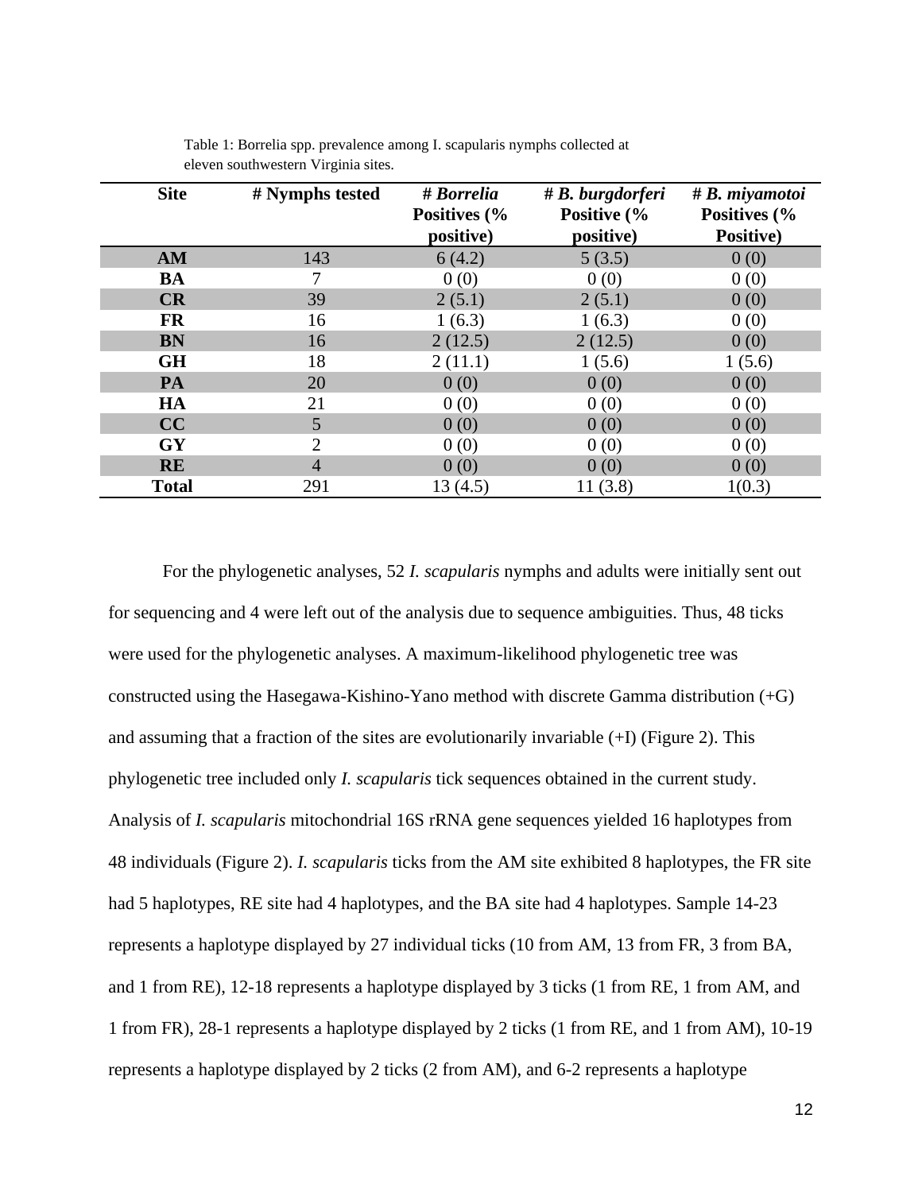Table 1: Borrelia spp. prevalence among I. scapularis nymphs collected at eleven southwestern Virginia sites.

| Site | # Nymphs tested | # *Borrelia* Positives (% positive) | # *B. burgdorferi* Positive (% positive) | # *B. miyamotoi* Positives (% Positive) |
|---|---|---|---|---|
| **AM** | 143 | 6 (4.2) | 5 (3.5) | 0 (0) |
| **BA** | 7 | 0 (0) | 0 (0) | 0 (0) |
| **CR** | 39 | 2 (5.1) | 2 (5.1) | 0 (0) |
| **FR** | 16 | 1 (6.3) | 1 (6.3) | 0 (0) |
| **BN** | 16 | 2 (12.5) | 2 (12.5) | 0 (0) |
| **GH** | 18 | 2 (11.1) | 1 (5.6) | 1 (5.6) |
| **PA** | 20 | 0 (0) | 0 (0) | 0 (0) |
| **HA** | 21 | 0 (0) | 0 (0) | 0 (0) |
| **CC** | 5 | 0 (0) | 0 (0) | 0 (0) |
| **GY** | 2 | 0 (0) | 0 (0) | 0 (0) |
| **RE** | 4 | 0 (0) | 0 (0) | 0 (0) |
| **Total** | 291 | 13 (4.5) | 11 (3.8) | 1(0.3) |

For the phylogenetic analyses, 52 *I. scapularis* nymphs and adults were initially sent out for sequencing and 4 were left out of the analysis due to sequence ambiguities. Thus, 48 ticks were used for the phylogenetic analyses. A maximum-likelihood phylogenetic tree was constructed using the Hasegawa-Kishino-Yano method with discrete Gamma distribution (+G) and assuming that a fraction of the sites are evolutionarily invariable (+I) (Figure 2). This phylogenetic tree included only *I. scapularis* tick sequences obtained in the current study. Analysis of *I. scapularis* mitochondrial 16S rRNA gene sequences yielded 16 haplotypes from 48 individuals (Figure 2). *I. scapularis* ticks from the AM site exhibited 8 haplotypes, the FR site had 5 haplotypes, RE site had 4 haplotypes, and the BA site had 4 haplotypes. Sample 14-23 represents a haplotype displayed by 27 individual ticks (10 from AM, 13 from FR, 3 from BA, and 1 from RE), 12-18 represents a haplotype displayed by 3 ticks (1 from RE, 1 from AM, and 1 from FR), 28-1 represents a haplotype displayed by 2 ticks (1 from RE, and 1 from AM), 10-19 represents a haplotype displayed by 2 ticks (2 from AM), and 6-2 represents a haplotype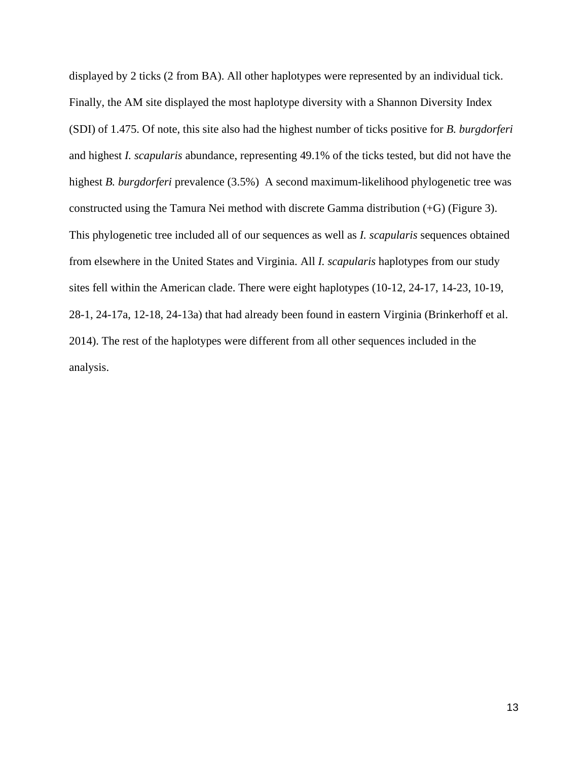displayed by 2 ticks (2 from BA). All other haplotypes were represented by an individual tick. Finally, the AM site displayed the most haplotype diversity with a Shannon Diversity Index (SDI) of 1.475. Of note, this site also had the highest number of ticks positive for *B. burgdorferi* and highest *I. scapularis* abundance, representing 49.1% of the ticks tested, but did not have the highest *B. burgdorferi* prevalence (3.5%)  A second maximum-likelihood phylogenetic tree was constructed using the Tamura Nei method with discrete Gamma distribution (+G) (Figure 3). This phylogenetic tree included all of our sequences as well as *I. scapularis* sequences obtained from elsewhere in the United States and Virginia. All *I. scapularis* haplotypes from our study sites fell within the American clade. There were eight haplotypes (10-12, 24-17, 14-23, 10-19, 28-1, 24-17a, 12-18, 24-13a) that had already been found in eastern Virginia (Brinkerhoff et al. 2014). The rest of the haplotypes were different from all other sequences included in the analysis.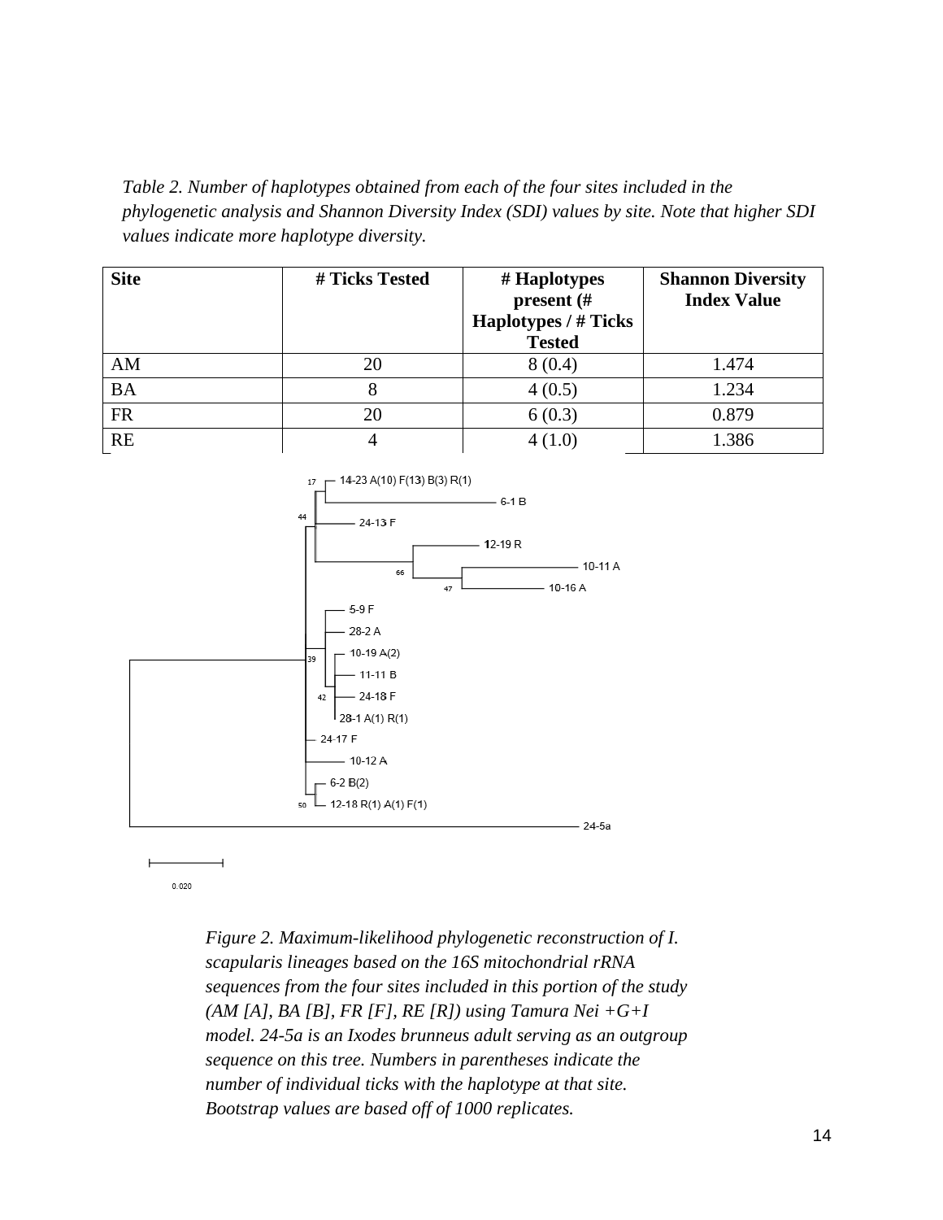*Table 2. Number of haplotypes obtained from each of the four sites included in the phylogenetic analysis and Shannon Diversity Index (SDI) values by site. Note that higher SDI values indicate more haplotype diversity.*

| Site | # Ticks Tested | # Haplotypes present (# Haplotypes / # Ticks Tested | Shannon Diversity Index Value |
|---|---|---|---|
| AM | 20 | 8 (0.4) | 1.474 |
| BA | 8 | 4 (0.5) | 1.234 |
| FR | 20 | 6 (0.3) | 0.879 |
| RE | 4 | 4 (1.0) | 1.386 |

17
14-23 A(10) F(13) B(3) R(1)
6-1 B
44
24-13 F
12-19 R
66
10-11 A
47
10-16 A
5-9 F
28-2 A
39
10-19 A(2)
11-11 B
42
24-18 F
28-1 A(1) R(1)
24-17 F
10-12 A
6-2 B(2)
50
12-18 R(1) A(1) F(1)
24-5a
0.020

*Figure 2. Maximum-likelihood phylogenetic reconstruction of I. scapularis lineages based on the 16S mitochondrial rRNA sequences from the four sites included in this portion of the study (AM [A], BA [B], FR [F], RE [R]) using Tamura Nei +G+I model. 24-5a is an Ixodes brunneus adult serving as an outgroup sequence on this tree. Numbers in parentheses indicate the number of individual ticks with the haplotype at that site. Bootstrap values are based off of 1000 replicates.*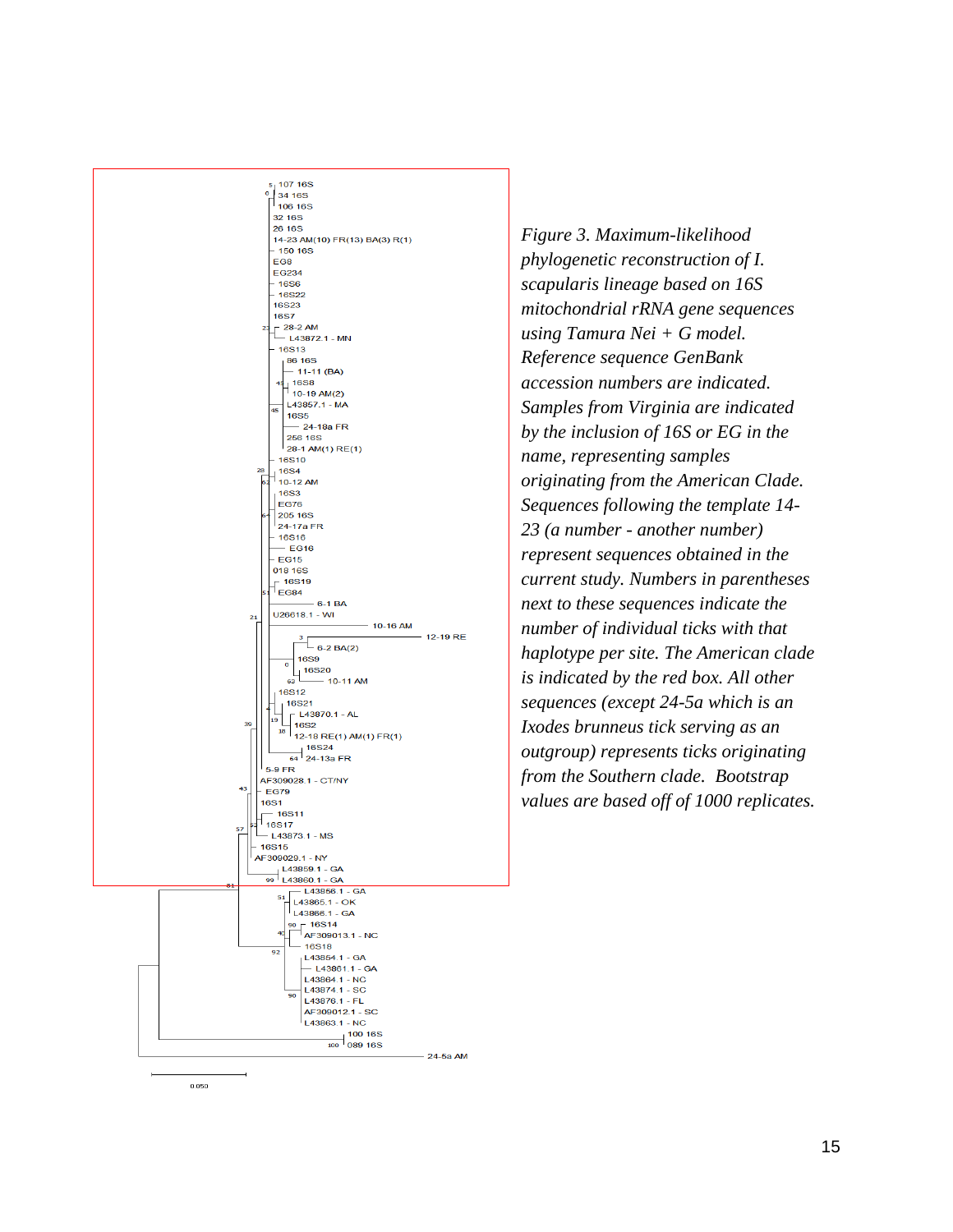*Figure 3. Maximum-likelihood phylogenetic reconstruction of I. scapularis lineage based on 16S mitochondrial rRNA gene sequences using Tamura Nei + G model. Reference sequence GenBank accession numbers are indicated. Samples from Virginia are indicated by the inclusion of 16S or EG in the name, representing samples originating from the American Clade. Sequences following the template 14-23 (a number - another number) represent sequences obtained in the current study. Numbers in parentheses next to these sequences indicate the number of individual ticks with that haplotype per site. The American clade is indicated by the red box. All other sequences (except 24-5a which is an Ixodes brunneus tick serving as an outgroup) represents ticks originating from the Southern clade. Bootstrap values are based off of 1000 replicates.*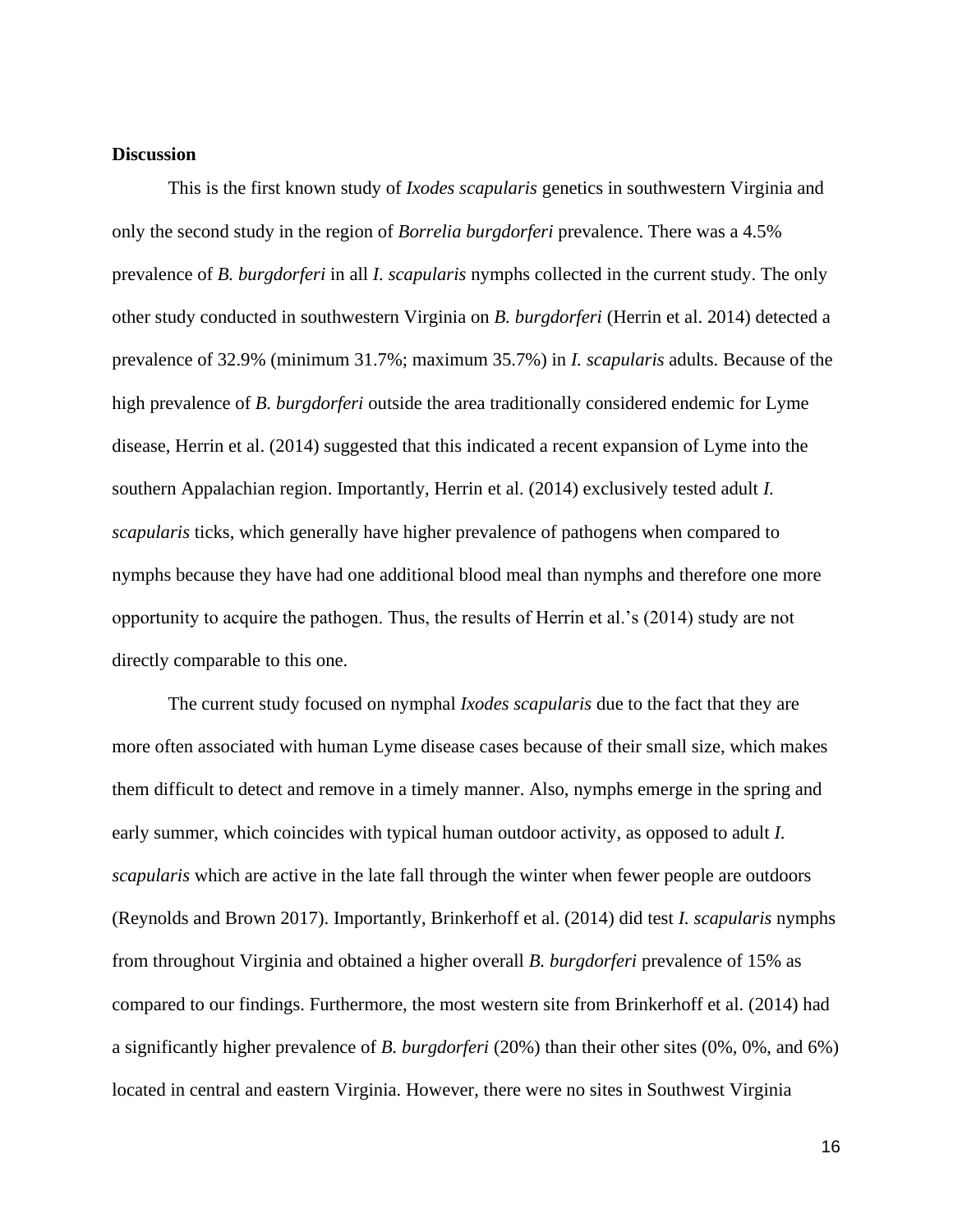**Discussion**

This is the first known study of *Ixodes scapularis* genetics in southwestern Virginia and only the second study in the region of *Borrelia burgdorferi* prevalence. There was a 4.5% prevalence of *B. burgdorferi* in all *I. scapularis* nymphs collected in the current study. The only other study conducted in southwestern Virginia on *B. burgdorferi* (Herrin et al. 2014) detected a prevalence of 32.9% (minimum 31.7%; maximum 35.7%) in *I. scapularis* adults. Because of the high prevalence of *B. burgdorferi* outside the area traditionally considered endemic for Lyme disease, Herrin et al. (2014) suggested that this indicated a recent expansion of Lyme into the southern Appalachian region. Importantly, Herrin et al. (2014) exclusively tested adult *I. scapularis* ticks, which generally have higher prevalence of pathogens when compared to nymphs because they have had one additional blood meal than nymphs and therefore one more opportunity to acquire the pathogen. Thus, the results of Herrin et al.'s (2014) study are not directly comparable to this one.

The current study focused on nymphal *Ixodes scapularis* due to the fact that they are more often associated with human Lyme disease cases because of their small size, which makes them difficult to detect and remove in a timely manner. Also, nymphs emerge in the spring and early summer, which coincides with typical human outdoor activity, as opposed to adult *I. scapularis* which are active in the late fall through the winter when fewer people are outdoors (Reynolds and Brown 2017). Importantly, Brinkerhoff et al. (2014) did test *I. scapularis* nymphs from throughout Virginia and obtained a higher overall *B. burgdorferi* prevalence of 15% as compared to our findings. Furthermore, the most western site from Brinkerhoff et al. (2014) had a significantly higher prevalence of *B. burgdorferi* (20%) than their other sites (0%, 0%, and 6%) located in central and eastern Virginia. However, there were no sites in Southwest Virginia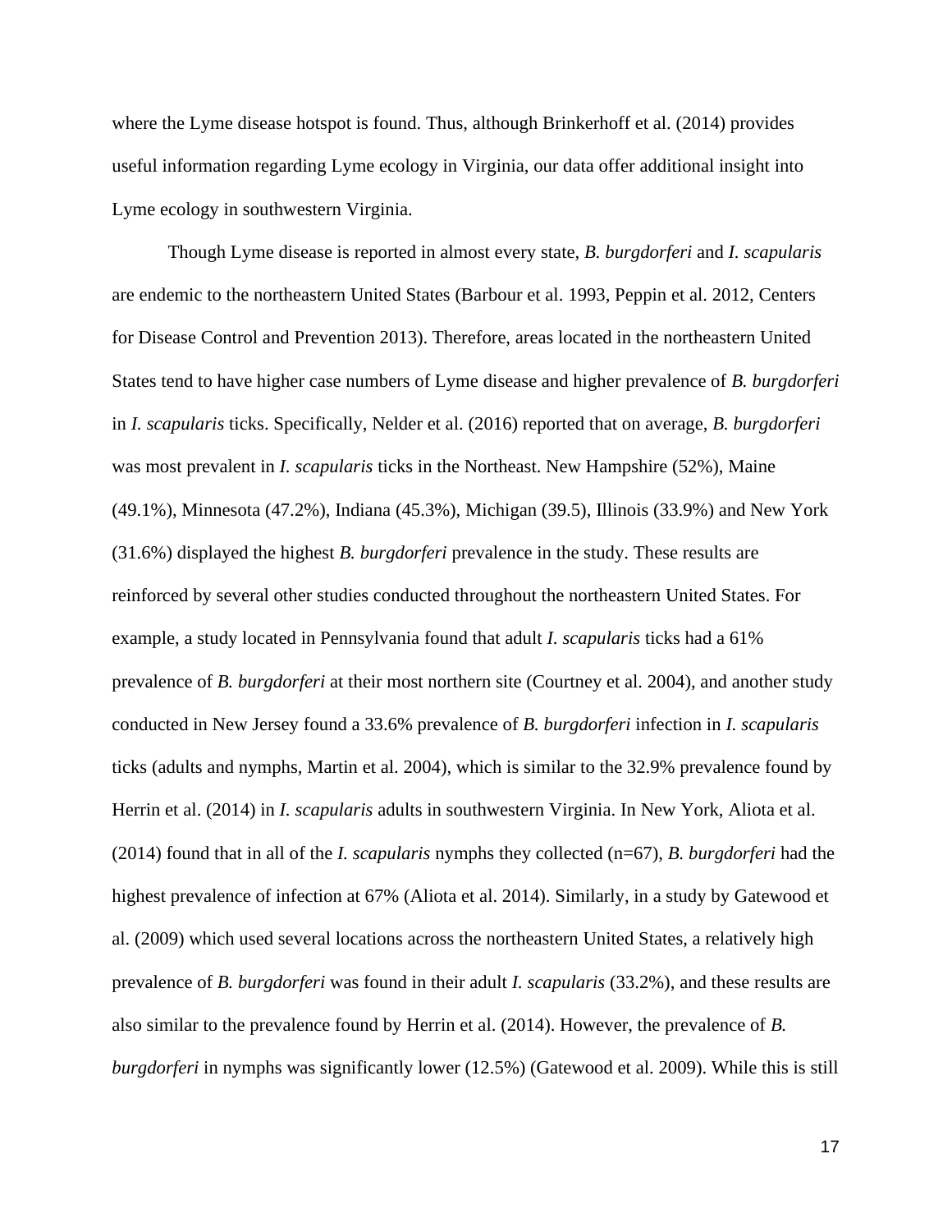where the Lyme disease hotspot is found. Thus, although Brinkerhoff et al. (2014) provides useful information regarding Lyme ecology in Virginia, our data offer additional insight into Lyme ecology in southwestern Virginia.

Though Lyme disease is reported in almost every state, *B. burgdorferi* and *I. scapularis* are endemic to the northeastern United States (Barbour et al. 1993, Peppin et al. 2012, Centers for Disease Control and Prevention 2013). Therefore, areas located in the northeastern United States tend to have higher case numbers of Lyme disease and higher prevalence of *B. burgdorferi* in *I. scapularis* ticks. Specifically, Nelder et al. (2016) reported that on average, *B. burgdorferi* was most prevalent in *I. scapularis* ticks in the Northeast. New Hampshire (52%), Maine (49.1%), Minnesota (47.2%), Indiana (45.3%), Michigan (39.5), Illinois (33.9%) and New York (31.6%) displayed the highest *B. burgdorferi* prevalence in the study. These results are reinforced by several other studies conducted throughout the northeastern United States. For example, a study located in Pennsylvania found that adult *I. scapularis* ticks had a 61% prevalence of *B. burgdorferi* at their most northern site (Courtney et al. 2004), and another study conducted in New Jersey found a 33.6% prevalence of *B. burgdorferi* infection in *I. scapularis* ticks (adults and nymphs, Martin et al. 2004), which is similar to the 32.9% prevalence found by Herrin et al. (2014) in *I. scapularis* adults in southwestern Virginia. In New York, Aliota et al. (2014) found that in all of the *I. scapularis* nymphs they collected (n=67), *B. burgdorferi* had the highest prevalence of infection at 67% (Aliota et al. 2014). Similarly, in a study by Gatewood et al. (2009) which used several locations across the northeastern United States, a relatively high prevalence of *B. burgdorferi* was found in their adult *I. scapularis* (33.2%), and these results are also similar to the prevalence found by Herrin et al. (2014). However, the prevalence of *B. burgdorferi* in nymphs was significantly lower (12.5%) (Gatewood et al. 2009). While this is still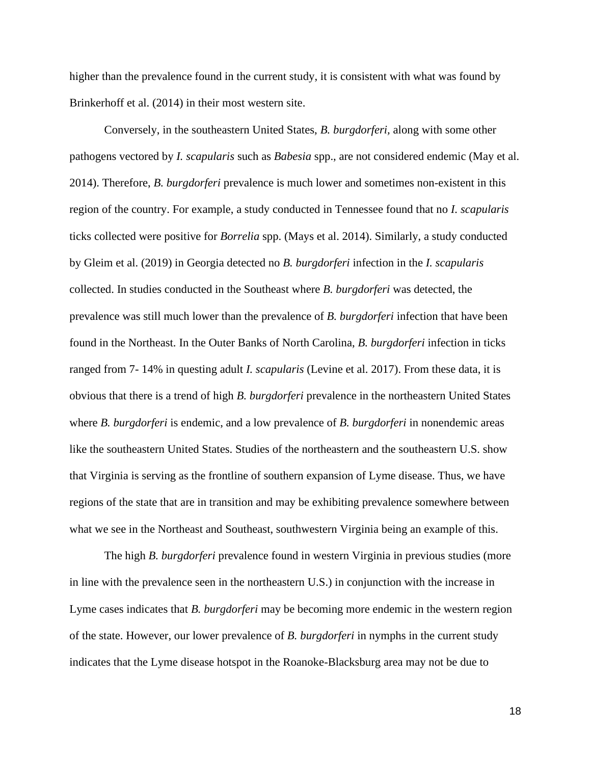higher than the prevalence found in the current study, it is consistent with what was found by Brinkerhoff et al. (2014) in their most western site.

Conversely, in the southeastern United States, *B. burgdorferi,* along with some other pathogens vectored by *I. scapularis* such as *Babesia* spp., are not considered endemic (May et al. 2014). Therefore, *B. burgdorferi* prevalence is much lower and sometimes non-existent in this region of the country. For example, a study conducted in Tennessee found that no *I. scapularis* ticks collected were positive for *Borrelia* spp. (Mays et al. 2014). Similarly, a study conducted by Gleim et al. (2019) in Georgia detected no *B. burgdorferi* infection in the *I. scapularis* collected. In studies conducted in the Southeast where *B. burgdorferi* was detected, the prevalence was still much lower than the prevalence of *B. burgdorferi* infection that have been found in the Northeast. In the Outer Banks of North Carolina, *B. burgdorferi* infection in ticks ranged from 7- 14% in questing adult *I. scapularis* (Levine et al. 2017). From these data, it is obvious that there is a trend of high *B. burgdorferi* prevalence in the northeastern United States where *B. burgdorferi* is endemic, and a low prevalence of *B. burgdorferi* in nonendemic areas like the southeastern United States. Studies of the northeastern and the southeastern U.S. show that Virginia is serving as the frontline of southern expansion of Lyme disease. Thus, we have regions of the state that are in transition and may be exhibiting prevalence somewhere between what we see in the Northeast and Southeast, southwestern Virginia being an example of this.

The high *B. burgdorferi* prevalence found in western Virginia in previous studies (more in line with the prevalence seen in the northeastern U.S.) in conjunction with the increase in Lyme cases indicates that *B. burgdorferi* may be becoming more endemic in the western region of the state. However, our lower prevalence of *B. burgdorferi* in nymphs in the current study indicates that the Lyme disease hotspot in the Roanoke-Blacksburg area may not be due to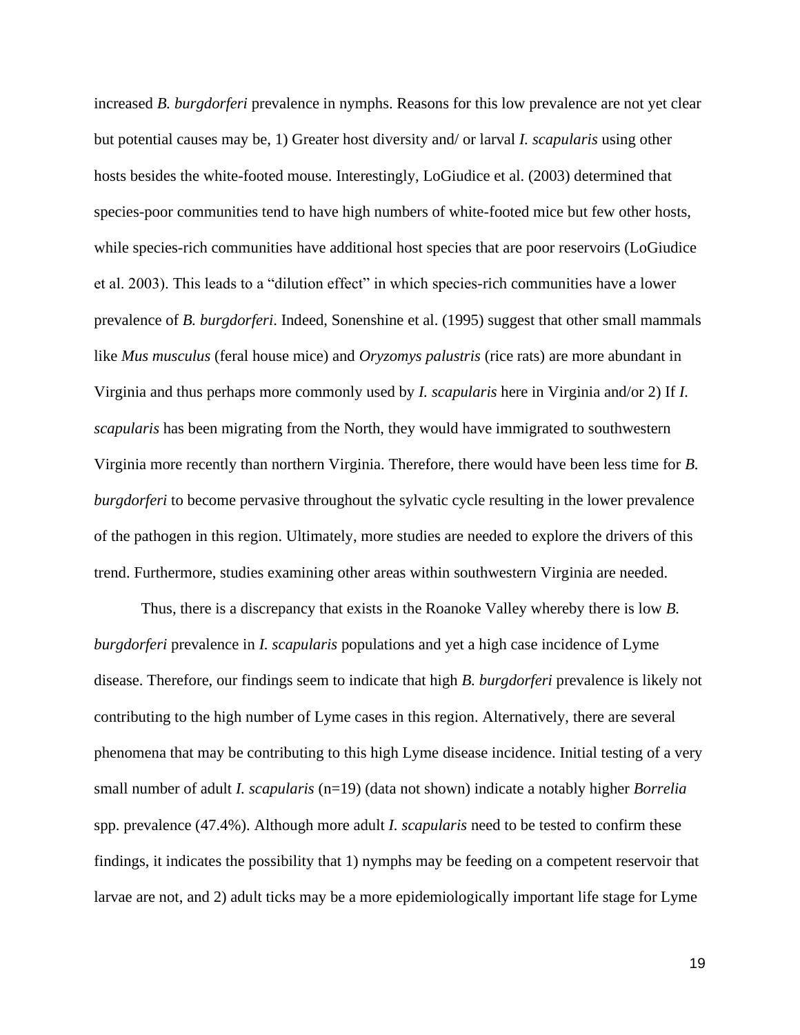increased *B. burgdorferi* prevalence in nymphs. Reasons for this low prevalence are not yet clear but potential causes may be, 1) Greater host diversity and/ or larval *I. scapularis* using other hosts besides the white-footed mouse. Interestingly, LoGiudice et al. (2003) determined that species-poor communities tend to have high numbers of white-footed mice but few other hosts, while species-rich communities have additional host species that are poor reservoirs (LoGiudice et al. 2003). This leads to a "dilution effect" in which species-rich communities have a lower prevalence of *B. burgdorferi*. Indeed, Sonenshine et al. (1995) suggest that other small mammals like *Mus musculus* (feral house mice) and *Oryzomys palustris* (rice rats) are more abundant in Virginia and thus perhaps more commonly used by *I. scapularis* here in Virginia and/or 2) If *I. scapularis* has been migrating from the North, they would have immigrated to southwestern Virginia more recently than northern Virginia. Therefore, there would have been less time for *B. burgdorferi* to become pervasive throughout the sylvatic cycle resulting in the lower prevalence of the pathogen in this region. Ultimately, more studies are needed to explore the drivers of this trend. Furthermore, studies examining other areas within southwestern Virginia are needed.

Thus, there is a discrepancy that exists in the Roanoke Valley whereby there is low *B. burgdorferi* prevalence in *I. scapularis* populations and yet a high case incidence of Lyme disease. Therefore, our findings seem to indicate that high *B. burgdorferi* prevalence is likely not contributing to the high number of Lyme cases in this region. Alternatively, there are several phenomena that may be contributing to this high Lyme disease incidence. Initial testing of a very small number of adult *I. scapularis* (n=19) (data not shown) indicate a notably higher *Borrelia* spp. prevalence (47.4%). Although more adult *I. scapularis* need to be tested to confirm these findings, it indicates the possibility that 1) nymphs may be feeding on a competent reservoir that larvae are not, and 2) adult ticks may be a more epidemiologically important life stage for Lyme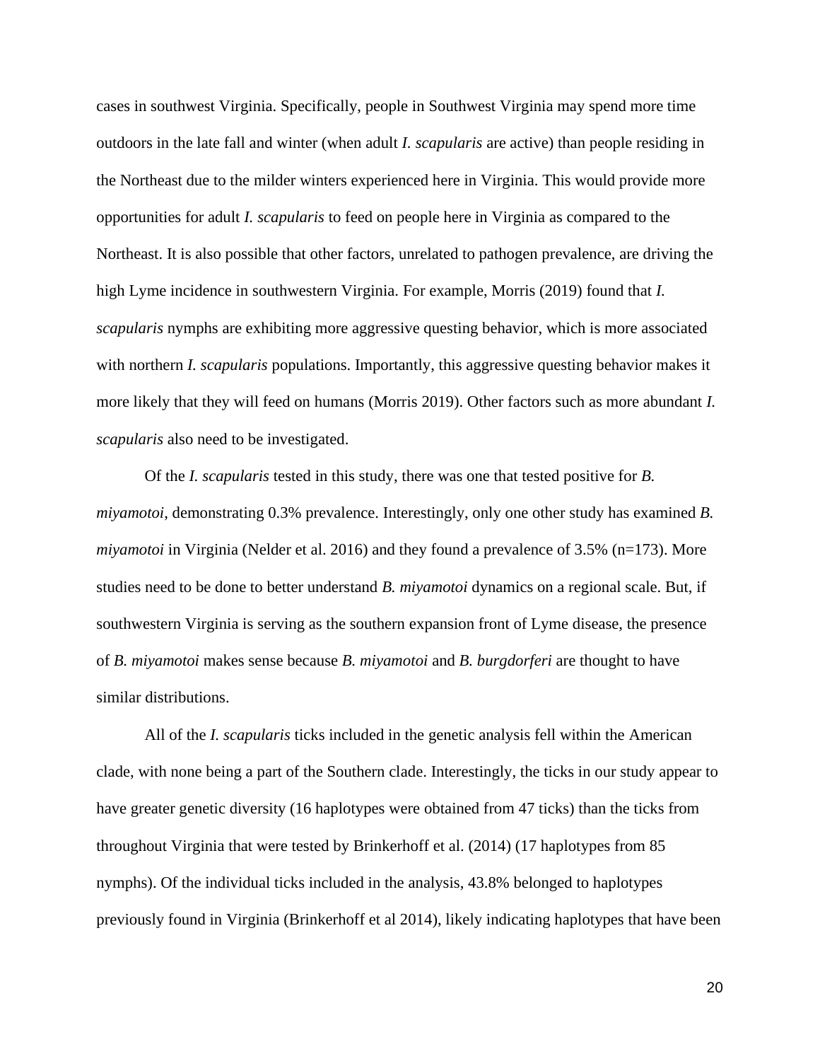cases in southwest Virginia. Specifically, people in Southwest Virginia may spend more time outdoors in the late fall and winter (when adult *I. scapularis* are active) than people residing in the Northeast due to the milder winters experienced here in Virginia. This would provide more opportunities for adult *I. scapularis* to feed on people here in Virginia as compared to the Northeast. It is also possible that other factors, unrelated to pathogen prevalence, are driving the high Lyme incidence in southwestern Virginia. For example, Morris (2019) found that *I. scapularis* nymphs are exhibiting more aggressive questing behavior, which is more associated with northern *I. scapularis* populations. Importantly, this aggressive questing behavior makes it more likely that they will feed on humans (Morris 2019). Other factors such as more abundant *I. scapularis* also need to be investigated.

Of the *I. scapularis* tested in this study, there was one that tested positive for *B. miyamotoi*, demonstrating 0.3% prevalence. Interestingly, only one other study has examined *B. miyamotoi* in Virginia (Nelder et al. 2016) and they found a prevalence of 3.5% (n=173). More studies need to be done to better understand *B. miyamotoi* dynamics on a regional scale. But, if southwestern Virginia is serving as the southern expansion front of Lyme disease, the presence of *B. miyamotoi* makes sense because *B. miyamotoi* and *B. burgdorferi* are thought to have similar distributions.

All of the *I. scapularis* ticks included in the genetic analysis fell within the American clade, with none being a part of the Southern clade. Interestingly, the ticks in our study appear to have greater genetic diversity (16 haplotypes were obtained from 47 ticks) than the ticks from throughout Virginia that were tested by Brinkerhoff et al. (2014) (17 haplotypes from 85 nymphs). Of the individual ticks included in the analysis, 43.8% belonged to haplotypes previously found in Virginia (Brinkerhoff et al 2014), likely indicating haplotypes that have been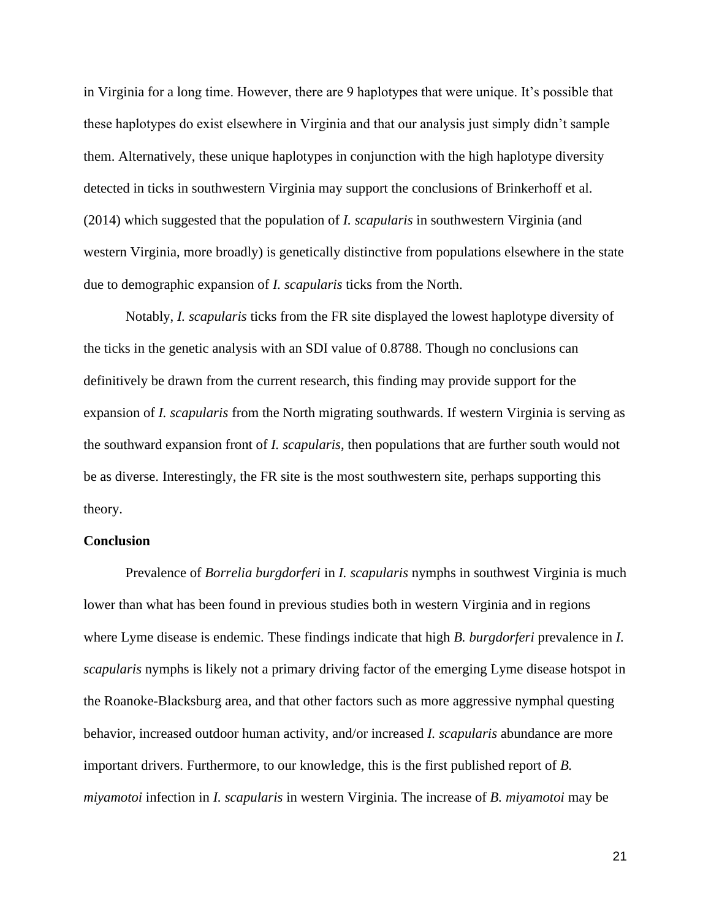in Virginia for a long time. However, there are 9 haplotypes that were unique. It's possible that these haplotypes do exist elsewhere in Virginia and that our analysis just simply didn't sample them. Alternatively, these unique haplotypes in conjunction with the high haplotype diversity detected in ticks in southwestern Virginia may support the conclusions of Brinkerhoff et al. (2014) which suggested that the population of *I. scapularis* in southwestern Virginia (and western Virginia, more broadly) is genetically distinctive from populations elsewhere in the state due to demographic expansion of *I. scapularis* ticks from the North.

Notably, *I. scapularis* ticks from the FR site displayed the lowest haplotype diversity of the ticks in the genetic analysis with an SDI value of 0.8788. Though no conclusions can definitively be drawn from the current research, this finding may provide support for the expansion of *I. scapularis* from the North migrating southwards. If western Virginia is serving as the southward expansion front of *I. scapularis*, then populations that are further south would not be as diverse. Interestingly, the FR site is the most southwestern site, perhaps supporting this theory.

**Conclusion**

Prevalence of *Borrelia burgdorferi* in *I. scapularis* nymphs in southwest Virginia is much lower than what has been found in previous studies both in western Virginia and in regions where Lyme disease is endemic. These findings indicate that high *B. burgdorferi* prevalence in *I. scapularis* nymphs is likely not a primary driving factor of the emerging Lyme disease hotspot in the Roanoke-Blacksburg area, and that other factors such as more aggressive nymphal questing behavior, increased outdoor human activity, and/or increased *I. scapularis* abundance are more important drivers. Furthermore, to our knowledge, this is the first published report of *B. miyamotoi* infection in *I. scapularis* in western Virginia. The increase of *B. miyamotoi* may be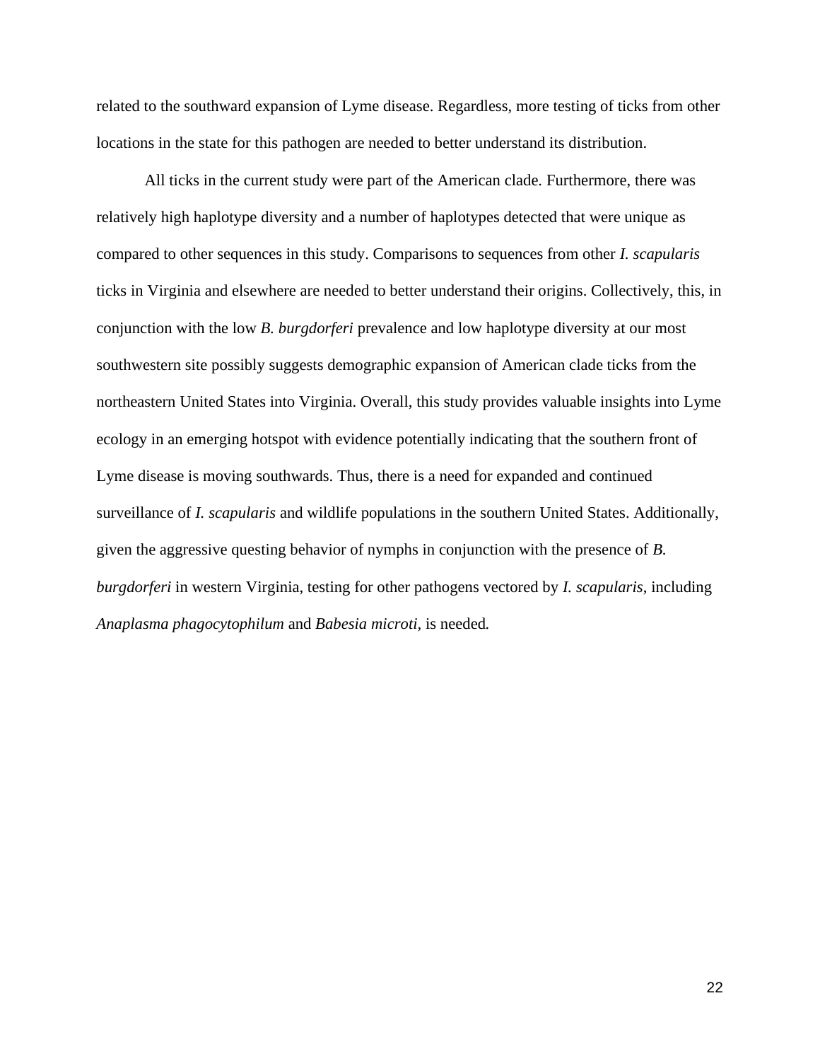related to the southward expansion of Lyme disease. Regardless, more testing of ticks from other locations in the state for this pathogen are needed to better understand its distribution.

All ticks in the current study were part of the American clade. Furthermore, there was relatively high haplotype diversity and a number of haplotypes detected that were unique as compared to other sequences in this study. Comparisons to sequences from other *I. scapularis* ticks in Virginia and elsewhere are needed to better understand their origins. Collectively, this, in conjunction with the low *B. burgdorferi* prevalence and low haplotype diversity at our most southwestern site possibly suggests demographic expansion of American clade ticks from the northeastern United States into Virginia. Overall, this study provides valuable insights into Lyme ecology in an emerging hotspot with evidence potentially indicating that the southern front of Lyme disease is moving southwards. Thus, there is a need for expanded and continued surveillance of *I. scapularis* and wildlife populations in the southern United States. Additionally, given the aggressive questing behavior of nymphs in conjunction with the presence of *B. burgdorferi* in western Virginia, testing for other pathogens vectored by *I. scapularis*, including *Anaplasma phagocytophilum* and *Babesia microti*, is needed.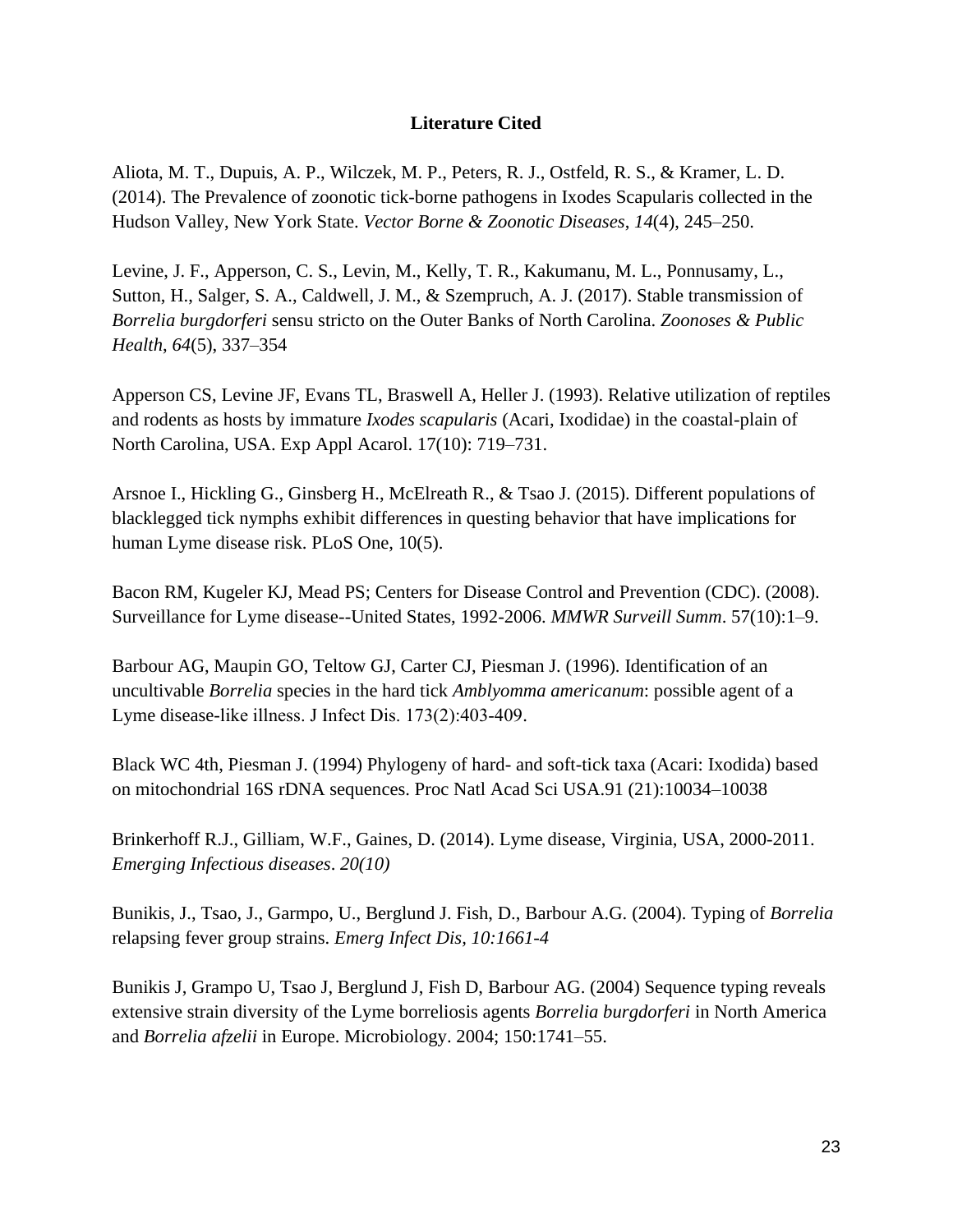**Literature Cited**

Aliota, M. T., Dupuis, A. P., Wilczek, M. P., Peters, R. J., Ostfeld, R. S., & Kramer, L. D. (2014). The Prevalence of zoonotic tick-borne pathogens in Ixodes Scapularis collected in the Hudson Valley, New York State. *Vector Borne & Zoonotic Diseases*, *14*(4), 245–250.

Levine, J. F., Apperson, C. S., Levin, M., Kelly, T. R., Kakumanu, M. L., Ponnusamy, L., Sutton, H., Salger, S. A., Caldwell, J. M., & Szempruch, A. J. (2017). Stable transmission of *Borrelia burgdorferi* sensu stricto on the Outer Banks of North Carolina. *Zoonoses & Public Health*, *64*(5), 337–354

Apperson CS, Levine JF, Evans TL, Braswell A, Heller J. (1993). Relative utilization of reptiles and rodents as hosts by immature *Ixodes scapularis* (Acari, Ixodidae) in the coastal-plain of North Carolina, USA. Exp Appl Acarol. 17(10): 719–731.

Arsnoe I., Hickling G., Ginsberg H., McElreath R., & Tsao J. (2015). Different populations of blacklegged tick nymphs exhibit differences in questing behavior that have implications for human Lyme disease risk. PLoS One, 10(5).

Bacon RM, Kugeler KJ, Mead PS; Centers for Disease Control and Prevention (CDC). (2008). Surveillance for Lyme disease--United States, 1992-2006. *MMWR Surveill Summ*. 57(10):1–9.

Barbour AG, Maupin GO, Teltow GJ, Carter CJ, Piesman J. (1996). Identification of an uncultivable *Borrelia* species in the hard tick *Amblyomma americanum*: possible agent of a Lyme disease-like illness. J Infect Dis. 173(2):403-409.

Black WC 4th, Piesman J. (1994) Phylogeny of hard- and soft-tick taxa (Acari: Ixodida) based on mitochondrial 16S rDNA sequences. Proc Natl Acad Sci USA.91 (21):10034–10038

Brinkerhoff R.J., Gilliam, W.F., Gaines, D. (2014). Lyme disease, Virginia, USA, 2000-2011. *Emerging Infectious diseases*. *20(10)*

Bunikis, J., Tsao, J., Garmpo, U., Berglund J. Fish, D., Barbour A.G. (2004). Typing of *Borrelia* relapsing fever group strains. *Emerg Infect Dis, 10:1661-4*

Bunikis J, Grampo U, Tsao J, Berglund J, Fish D, Barbour AG. (2004) Sequence typing reveals extensive strain diversity of the Lyme borreliosis agents *Borrelia burgdorferi* in North America and *Borrelia afzelii* in Europe. Microbiology. 2004; 150:1741–55.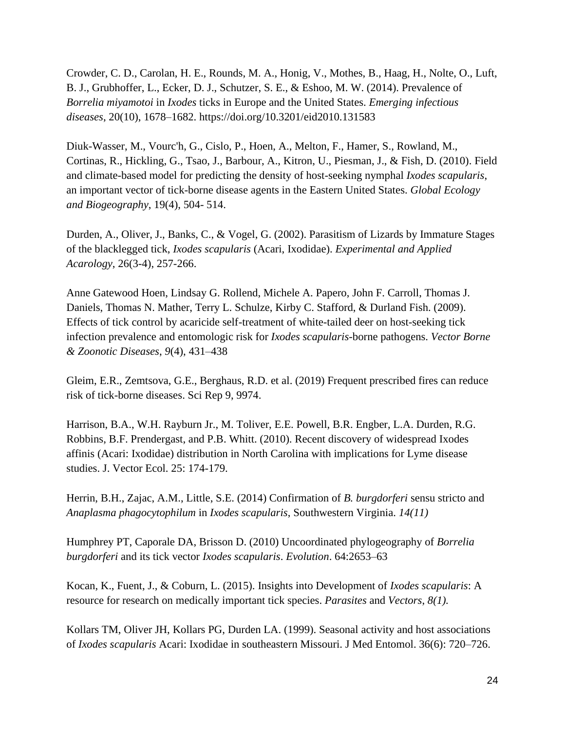Crowder, C. D., Carolan, H. E., Rounds, M. A., Honig, V., Mothes, B., Haag, H., Nolte, O., Luft, B. J., Grubhoffer, L., Ecker, D. J., Schutzer, S. E., & Eshoo, M. W. (2014). Prevalence of *Borrelia miyamotoi* in *Ixodes* ticks in Europe and the United States. *Emerging infectious diseases*, 20(10), 1678–1682. https://doi.org/10.3201/eid2010.131583

Diuk-Wasser, M., Vourc'h, G., Cislo, P., Hoen, A., Melton, F., Hamer, S., Rowland, M., Cortinas, R., Hickling, G., Tsao, J., Barbour, A., Kitron, U., Piesman, J., & Fish, D. (2010). Field and climate-based model for predicting the density of host-seeking nymphal *Ixodes scapularis*, an important vector of tick-borne disease agents in the Eastern United States. *Global Ecology and Biogeography*, 19(4), 504- 514.

Durden, A., Oliver, J., Banks, C., & Vogel, G. (2002). Parasitism of Lizards by Immature Stages of the blacklegged tick, *Ixodes scapularis* (Acari, Ixodidae). *Experimental and Applied Acarology*, 26(3-4), 257-266.

Anne Gatewood Hoen, Lindsay G. Rollend, Michele A. Papero, John F. Carroll, Thomas J. Daniels, Thomas N. Mather, Terry L. Schulze, Kirby C. Stafford, & Durland Fish. (2009). Effects of tick control by acaricide self-treatment of white-tailed deer on host-seeking tick infection prevalence and entomologic risk for *Ixodes scapularis*-borne pathogens. *Vector Borne & Zoonotic Diseases*, *9*(4), 431–438

Gleim, E.R., Zemtsova, G.E., Berghaus, R.D. et al. (2019) Frequent prescribed fires can reduce risk of tick-borne diseases. Sci Rep 9, 9974.

Harrison, B.A., W.H. Rayburn Jr., M. Toliver, E.E. Powell, B.R. Engber, L.A. Durden, R.G. Robbins, B.F. Prendergast, and P.B. Whitt. (2010). Recent discovery of widespread Ixodes affinis (Acari: Ixodidae) distribution in North Carolina with implications for Lyme disease studies. J. Vector Ecol. 25: 174-179.

Herrin, B.H., Zajac, A.M., Little, S.E. (2014) Confirmation of *B. burgdorferi* sensu stricto and *Anaplasma phagocytophilum* in *Ixodes scapularis*, Southwestern Virginia. *14(11)*

Humphrey PT, Caporale DA, Brisson D. (2010) Uncoordinated phylogeography of *Borrelia burgdorferi* and its tick vector *Ixodes scapularis*. *Evolution*. 64:2653–63

Kocan, K., Fuent, J., & Coburn, L. (2015). Insights into Development of *Ixodes scapularis*: A resource for research on medically important tick species. *Parasites* and *Vectors*, *8(1).*

Kollars TM, Oliver JH, Kollars PG, Durden LA. (1999). Seasonal activity and host associations of *Ixodes scapularis* Acari: Ixodidae in southeastern Missouri. J Med Entomol. 36(6): 720–726.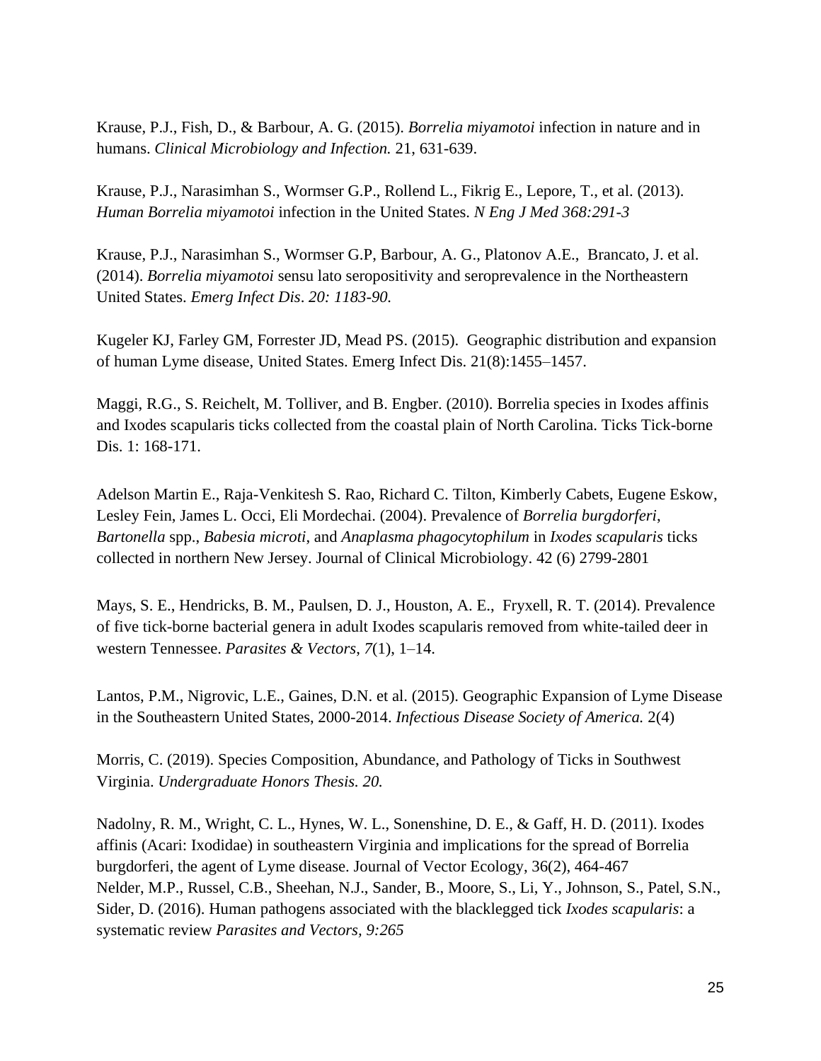Krause, P.J., Fish, D., & Barbour, A. G. (2015). *Borrelia miyamotoi* infection in nature and in humans. *Clinical Microbiology and Infection.* 21, 631-639.

Krause, P.J., Narasimhan S., Wormser G.P., Rollend L., Fikrig E., Lepore, T., et al. (2013). *Human Borrelia miyamotoi* infection in the United States. *N Eng J Med 368:291-3*

Krause, P.J., Narasimhan S., Wormser G.P, Barbour, A. G., Platonov A.E., Brancato, J. et al. (2014). *Borrelia miyamotoi* sensu lato seropositivity and seroprevalence in the Northeastern United States. *Emerg Infect Dis*. *20: 1183-90.*

Kugeler KJ, Farley GM, Forrester JD, Mead PS. (2015). Geographic distribution and expansion of human Lyme disease, United States. Emerg Infect Dis. 21(8):1455–1457.

Maggi, R.G., S. Reichelt, M. Tolliver, and B. Engber. (2010). Borrelia species in Ixodes affinis and Ixodes scapularis ticks collected from the coastal plain of North Carolina. Ticks Tick-borne Dis. 1: 168-171.

Adelson Martin E., Raja-Venkitesh S. Rao, Richard C. Tilton, Kimberly Cabets, Eugene Eskow, Lesley Fein, James L. Occi, Eli Mordechai. (2004). Prevalence of *Borrelia burgdorferi*, *Bartonella* spp., *Babesia microti*, and *Anaplasma phagocytophilum* in *Ixodes scapularis* ticks collected in northern New Jersey. Journal of Clinical Microbiology. 42 (6) 2799-2801

Mays, S. E., Hendricks, B. M., Paulsen, D. J., Houston, A. E., Fryxell, R. T. (2014). Prevalence of five tick-borne bacterial genera in adult Ixodes scapularis removed from white-tailed deer in western Tennessee. *Parasites & Vectors*, *7*(1), 1–14.

Lantos, P.M., Nigrovic, L.E., Gaines, D.N. et al. (2015). Geographic Expansion of Lyme Disease in the Southeastern United States, 2000-2014. *Infectious Disease Society of America.* 2(4)

Morris, C. (2019). Species Composition, Abundance, and Pathology of Ticks in Southwest Virginia. *Undergraduate Honors Thesis. 20.*

Nadolny, R. M., Wright, C. L., Hynes, W. L., Sonenshine, D. E., & Gaff, H. D. (2011). Ixodes affinis (Acari: Ixodidae) in southeastern Virginia and implications for the spread of Borrelia burgdorferi, the agent of Lyme disease. Journal of Vector Ecology, 36(2), 464-467

Nelder, M.P., Russel, C.B., Sheehan, N.J., Sander, B., Moore, S., Li, Y., Johnson, S., Patel, S.N., Sider, D. (2016). Human pathogens associated with the blacklegged tick *Ixodes scapularis*: a systematic review *Parasites and Vectors, 9:265*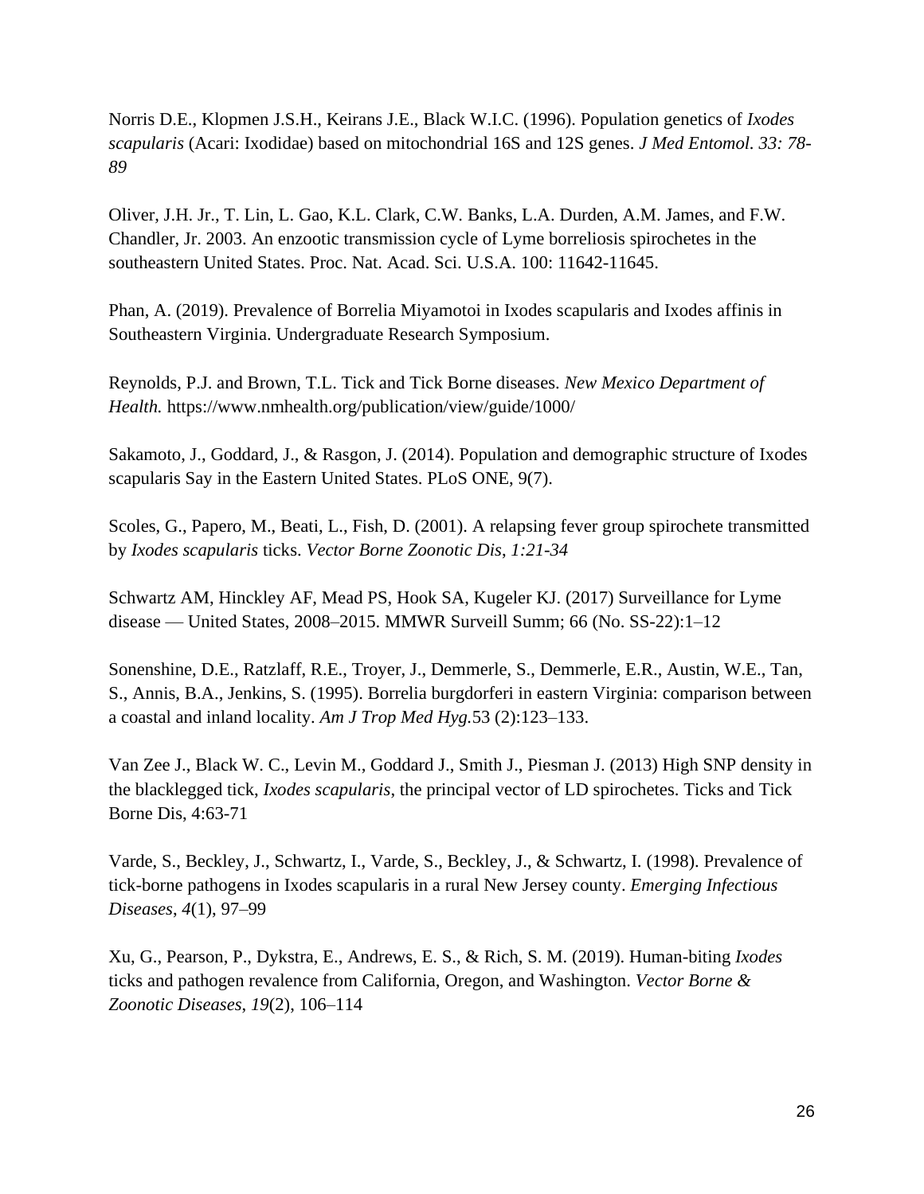Norris D.E., Klopmen J.S.H., Keirans J.E., Black W.I.C. (1996). Population genetics of *Ixodes scapularis* (Acari: Ixodidae) based on mitochondrial 16S and 12S genes. *J Med Entomol. 33: 78-89*

Oliver, J.H. Jr., T. Lin, L. Gao, K.L. Clark, C.W. Banks, L.A. Durden, A.M. James, and F.W. Chandler, Jr. 2003. An enzootic transmission cycle of Lyme borreliosis spirochetes in the southeastern United States. Proc. Nat. Acad. Sci. U.S.A. 100: 11642-11645.

Phan, A. (2019). Prevalence of Borrelia Miyamotoi in Ixodes scapularis and Ixodes affinis in Southeastern Virginia. Undergraduate Research Symposium.

Reynolds, P.J. and Brown, T.L. Tick and Tick Borne diseases. *New Mexico Department of Health.* https://www.nmhealth.org/publication/view/guide/1000/

Sakamoto, J., Goddard, J., & Rasgon, J. (2014). Population and demographic structure of Ixodes scapularis Say in the Eastern United States. PLoS ONE, 9(7).

Scoles, G., Papero, M., Beati, L., Fish, D. (2001). A relapsing fever group spirochete transmitted by *Ixodes scapularis* ticks. *Vector Borne Zoonotic Dis, 1:21-34*

Schwartz AM, Hinckley AF, Mead PS, Hook SA, Kugeler KJ. (2017) Surveillance for Lyme disease — United States, 2008–2015. MMWR Surveill Summ; 66 (No. SS-22):1–12

Sonenshine, D.E., Ratzlaff, R.E., Troyer, J., Demmerle, S., Demmerle, E.R., Austin, W.E., Tan, S., Annis, B.A., Jenkins, S. (1995). Borrelia burgdorferi in eastern Virginia: comparison between a coastal and inland locality. *Am J Trop Med Hyg.*53 (2):123–133.

Van Zee J., Black W. C., Levin M., Goddard J., Smith J., Piesman J. (2013) High SNP density in the blacklegged tick, *Ixodes scapularis*, the principal vector of LD spirochetes. Ticks and Tick Borne Dis, 4:63-71

Varde, S., Beckley, J., Schwartz, I., Varde, S., Beckley, J., & Schwartz, I. (1998). Prevalence of tick-borne pathogens in Ixodes scapularis in a rural New Jersey county. *Emerging Infectious Diseases*, *4*(1), 97–99

Xu, G., Pearson, P., Dykstra, E., Andrews, E. S., & Rich, S. M. (2019). Human-biting *Ixodes* ticks and pathogen revalence from California, Oregon, and Washington. *Vector Borne & Zoonotic Diseases*, *19*(2), 106–114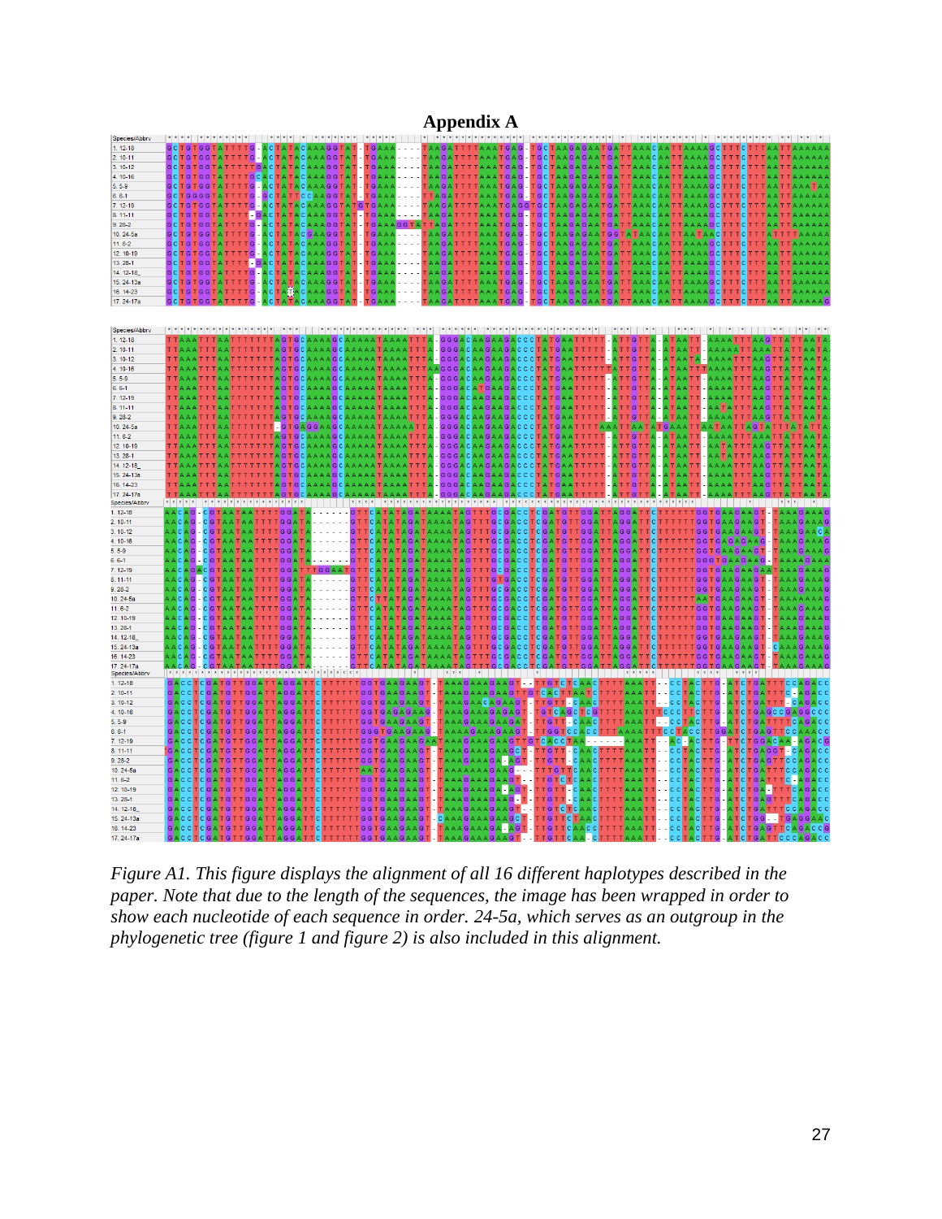# Appendix A

*Figure A1. This figure displays the alignment of all 16 different haplotypes described in the paper. Note that due to the length of the sequences, the image has been wrapped in order to show each nucleotide of each sequence in order. 24-5a, which serves as an outgroup in the phylogenetic tree (figure 1 and figure 2) is also included in this alignment.*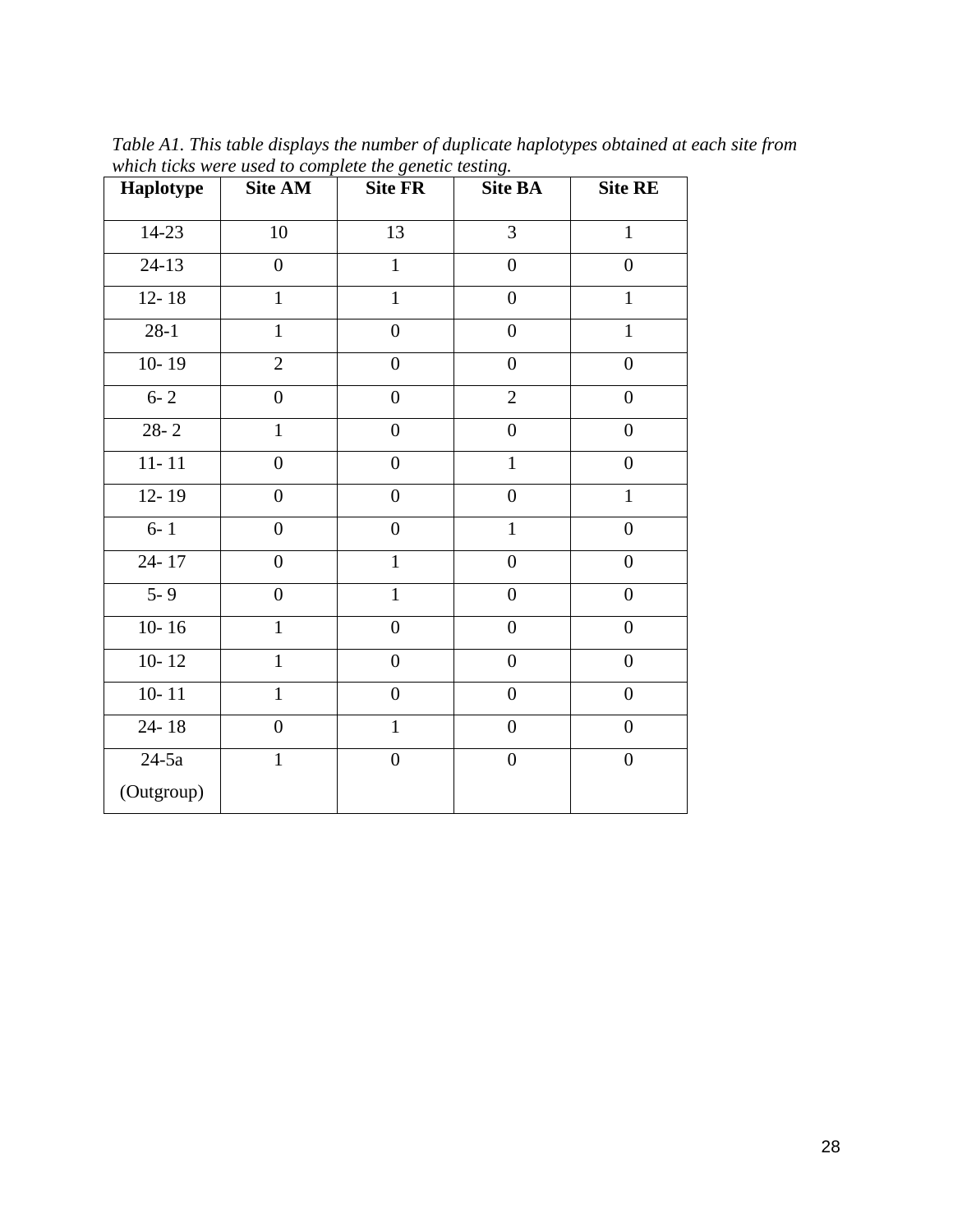*Table A1. This table displays the number of duplicate haplotypes obtained at each site from which ticks were used to complete the genetic testing.*

| Haplotype | Site AM | Site FR | Site BA | Site RE |
|---|---|---|---|---|
| 14-23 | 10 | 13 | 3 | 1 |
| 24-13 | 0 | 1 | 0 | 0 |
| 12- 18 | 1 | 1 | 0 | 1 |
| 28-1 | 1 | 0 | 0 | 1 |
| 10- 19 | 2 | 0 | 0 | 0 |
| 6- 2 | 0 | 0 | 2 | 0 |
| 28- 2 | 1 | 0 | 0 | 0 |
| 11- 11 | 0 | 0 | 1 | 0 |
| 12- 19 | 0 | 0 | 0 | 1 |
| 6- 1 | 0 | 0 | 1 | 0 |
| 24- 17 | 0 | 1 | 0 | 0 |
| 5- 9 | 0 | 1 | 0 | 0 |
| 10- 16 | 1 | 0 | 0 | 0 |
| 10- 12 | 1 | 0 | 0 | 0 |
| 10- 11 | 1 | 0 | 0 | 0 |
| 24- 18 | 0 | 1 | 0 | 0 |
| 24-5a (Outgroup) | 1 | 0 | 0 | 0 |